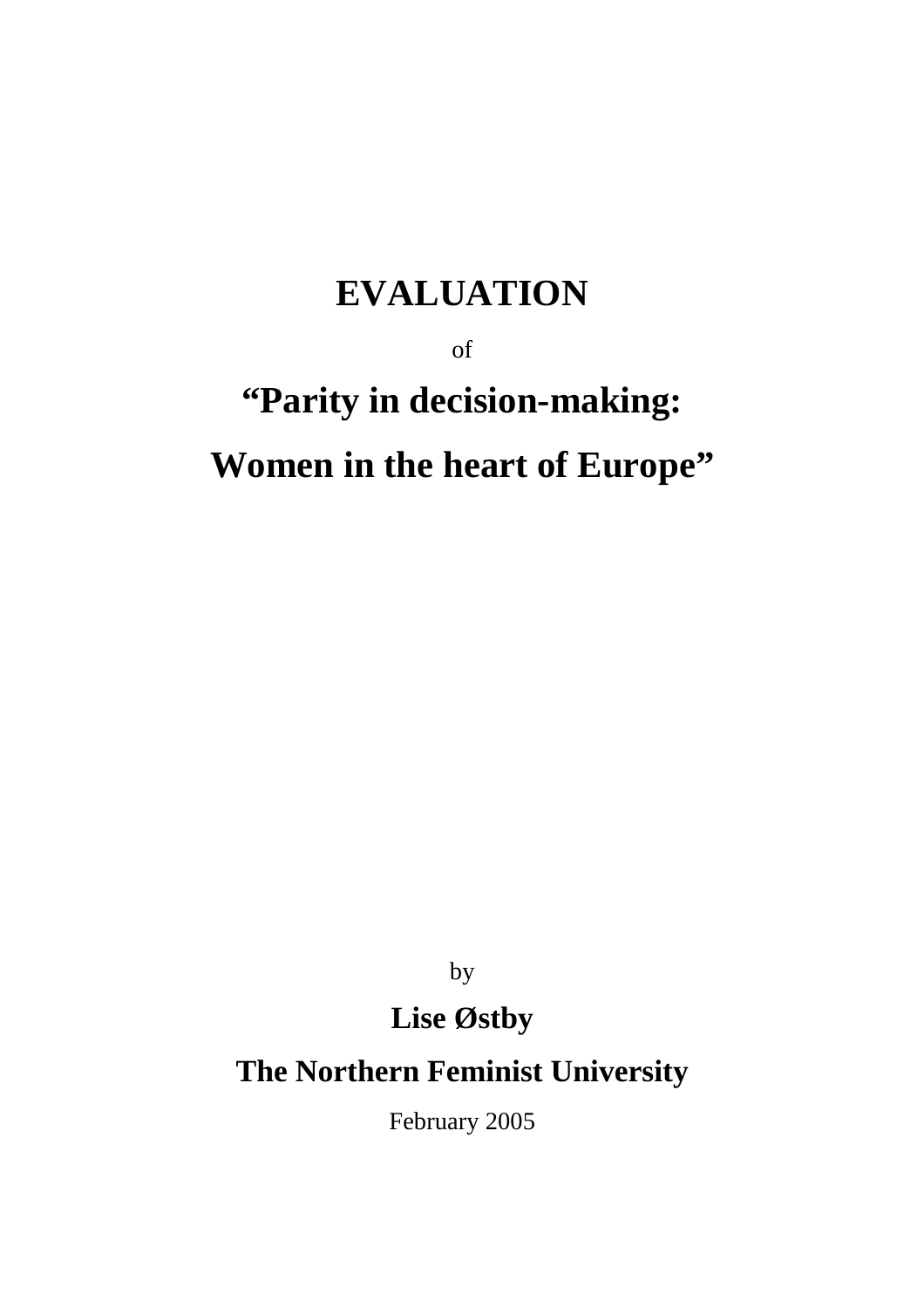# EVALUATION

of

# "Parity in decision-making: Women in the heart of Europe"

by

**Lise Østby**

**The Northern Feminist University**

February 2005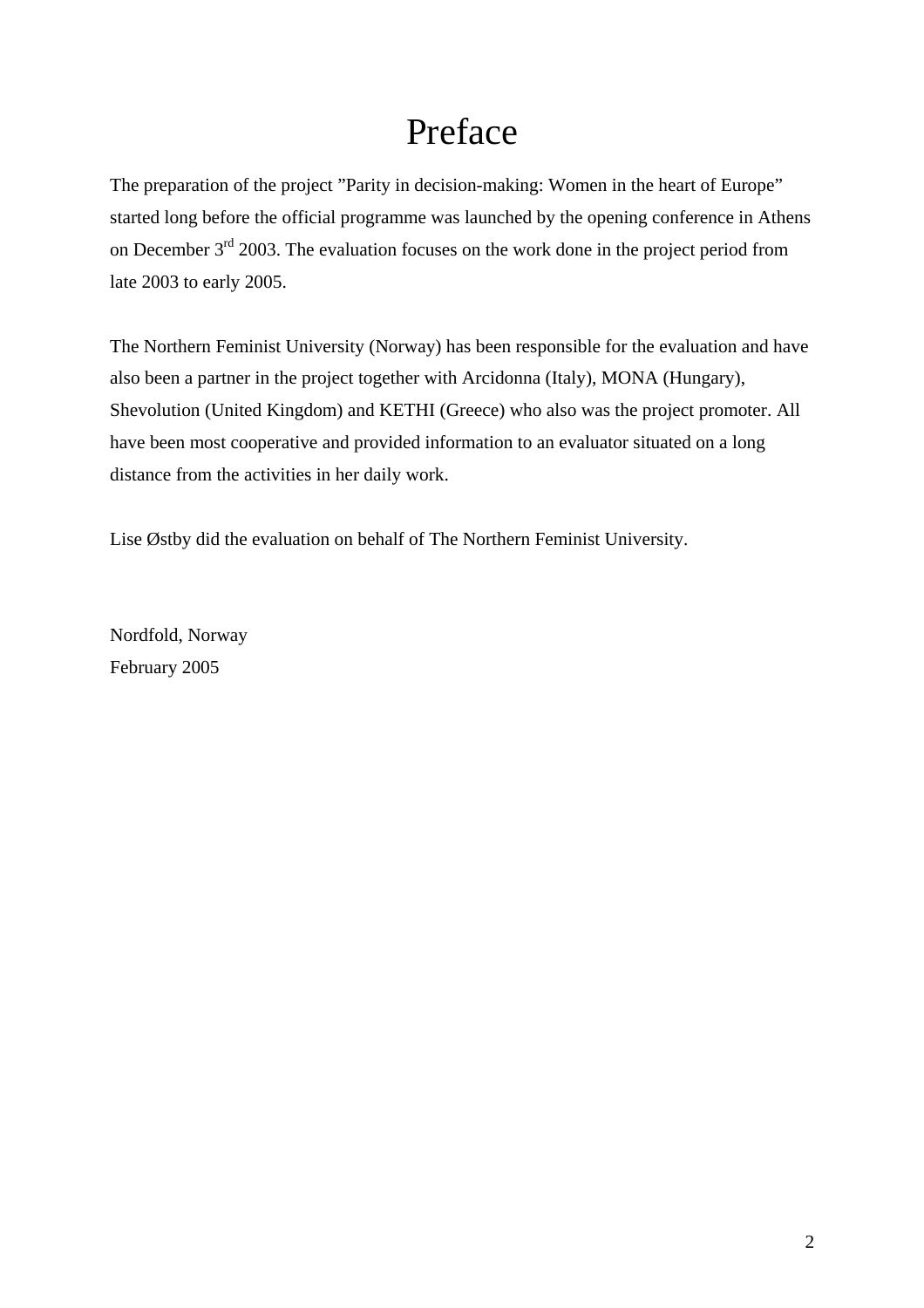# Preface

The preparation of the project "Parity in decision-making: Women in the heart of Europe" started long before the official programme was launched by the opening conference in Athens on December 3rd 2003. The evaluation focuses on the work done in the project period from late 2003 to early 2005.

The Northern Feminist University (Norway) has been responsible for the evaluation and have also been a partner in the project together with Arcidonna (Italy), MONA (Hungary), Shevolution (United Kingdom) and KETHI (Greece) who also was the project promoter. All have been most cooperative and provided information to an evaluator situated on a long distance from the activities in her daily work.

Lise Østby did the evaluation on behalf of The Northern Feminist University.

Nordfold, Norway
February 2005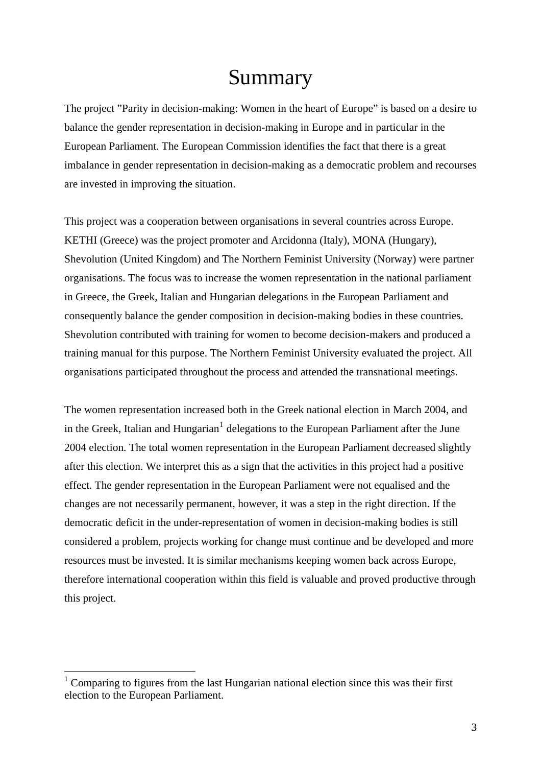# Summary

The project ”Parity in decision-making: Women in the heart of Europe” is based on a desire to balance the gender representation in decision-making in Europe and in particular in the European Parliament. The European Commission identifies the fact that there is a great imbalance in gender representation in decision-making as a democratic problem and recourses are invested in improving the situation.

This project was a cooperation between organisations in several countries across Europe. KETHI (Greece) was the project promoter and Arcidonna (Italy), MONA (Hungary), Shevolution (United Kingdom) and The Northern Feminist University (Norway) were partner organisations. The focus was to increase the women representation in the national parliament in Greece, the Greek, Italian and Hungarian delegations in the European Parliament and consequently balance the gender composition in decision-making bodies in these countries. Shevolution contributed with training for women to become decision-makers and produced a training manual for this purpose. The Northern Feminist University evaluated the project. All organisations participated throughout the process and attended the transnational meetings.

The women representation increased both in the Greek national election in March 2004, and in the Greek, Italian and Hungarian[1] delegations to the European Parliament after the June 2004 election. The total women representation in the European Parliament decreased slightly after this election. We interpret this as a sign that the activities in this project had a positive effect. The gender representation in the European Parliament were not equalised and the changes are not necessarily permanent, however, it was a step in the right direction. If the democratic deficit in the under-representation of women in decision-making bodies is still considered a problem, projects working for change must continue and be developed and more resources must be invested. It is similar mechanisms keeping women back across Europe, therefore international cooperation within this field is valuable and proved productive through this project.

---

[1] Comparing to figures from the last Hungarian national election since this was their first election to the European Parliament.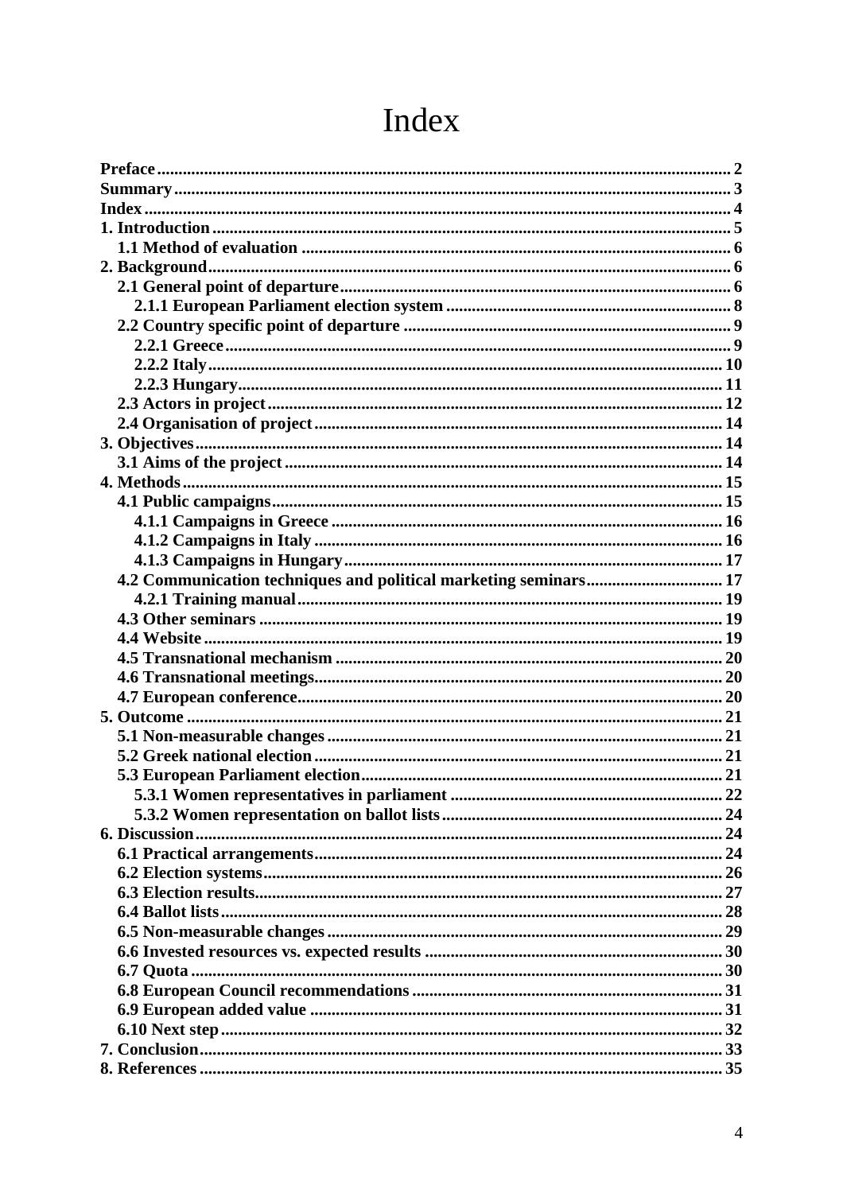# Index

**Preface** .......... 2
**Summary** .......... 3
**Index** .......... 4
**1. Introduction** .......... 5
  **1.1 Method of evaluation** .......... 6
**2. Background** .......... 6
  **2.1 General point of departure** .......... 6
    **2.1.1 European Parliament election system** .......... 8
  **2.2 Country specific point of departure** .......... 9
    **2.2.1 Greece** .......... 9
    **2.2.2 Italy** .......... 10
    **2.2.3 Hungary** .......... 11
  **2.3 Actors in project** .......... 12
  **2.4 Organisation of project** .......... 14
**3. Objectives** .......... 14
  **3.1 Aims of the project** .......... 14
**4. Methods** .......... 15
  **4.1 Public campaigns** .......... 15
    **4.1.1 Campaigns in Greece** .......... 16
    **4.1.2 Campaigns in Italy** .......... 16
    **4.1.3 Campaigns in Hungary** .......... 17
  **4.2 Communication techniques and political marketing seminars** .......... 17
    **4.2.1 Training manual** .......... 19
  **4.3 Other seminars** .......... 19
  **4.4 Website** .......... 19
  **4.5 Transnational mechanism** .......... 20
  **4.6 Transnational meetings** .......... 20
  **4.7 European conference** .......... 20
**5. Outcome** .......... 21
  **5.1 Non-measurable changes** .......... 21
  **5.2 Greek national election** .......... 21
  **5.3 European Parliament election** .......... 21
    **5.3.1 Women representatives in parliament** .......... 22
    **5.3.2 Women representation on ballot lists** .......... 24
**6. Discussion** .......... 24
  **6.1 Practical arrangements** .......... 24
  **6.2 Election systems** .......... 26
  **6.3 Election results** .......... 27
  **6.4 Ballot lists** .......... 28
  **6.5 Non-measurable changes** .......... 29
  **6.6 Invested resources vs. expected results** .......... 30
  **6.7 Quota** .......... 30
  **6.8 European Council recommendations** .......... 31
  **6.9 European added value** .......... 31
  **6.10 Next step** .......... 32
**7. Conclusion** .......... 33
**8. References** .......... 35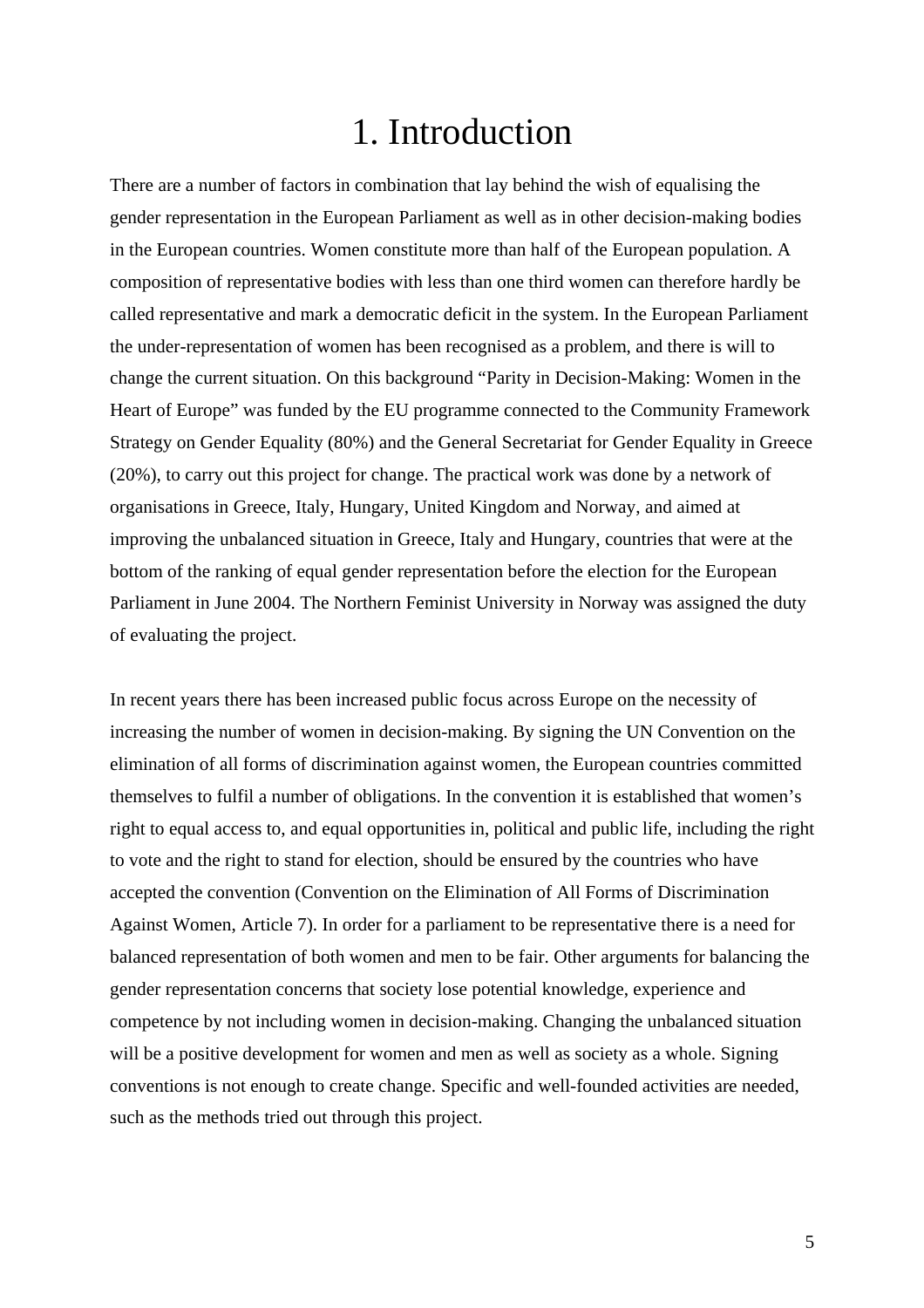# 1. Introduction

There are a number of factors in combination that lay behind the wish of equalising the gender representation in the European Parliament as well as in other decision-making bodies in the European countries. Women constitute more than half of the European population. A composition of representative bodies with less than one third women can therefore hardly be called representative and mark a democratic deficit in the system. In the European Parliament the under-representation of women has been recognised as a problem, and there is will to change the current situation. On this background "Parity in Decision-Making: Women in the Heart of Europe" was funded by the EU programme connected to the Community Framework Strategy on Gender Equality (80%) and the General Secretariat for Gender Equality in Greece (20%), to carry out this project for change. The practical work was done by a network of organisations in Greece, Italy, Hungary, United Kingdom and Norway, and aimed at improving the unbalanced situation in Greece, Italy and Hungary, countries that were at the bottom of the ranking of equal gender representation before the election for the European Parliament in June 2004. The Northern Feminist University in Norway was assigned the duty of evaluating the project.

In recent years there has been increased public focus across Europe on the necessity of increasing the number of women in decision-making. By signing the UN Convention on the elimination of all forms of discrimination against women, the European countries committed themselves to fulfil a number of obligations. In the convention it is established that women's right to equal access to, and equal opportunities in, political and public life, including the right to vote and the right to stand for election, should be ensured by the countries who have accepted the convention (Convention on the Elimination of All Forms of Discrimination Against Women, Article 7). In order for a parliament to be representative there is a need for balanced representation of both women and men to be fair. Other arguments for balancing the gender representation concerns that society lose potential knowledge, experience and competence by not including women in decision-making. Changing the unbalanced situation will be a positive development for women and men as well as society as a whole. Signing conventions is not enough to create change. Specific and well-founded activities are needed, such as the methods tried out through this project.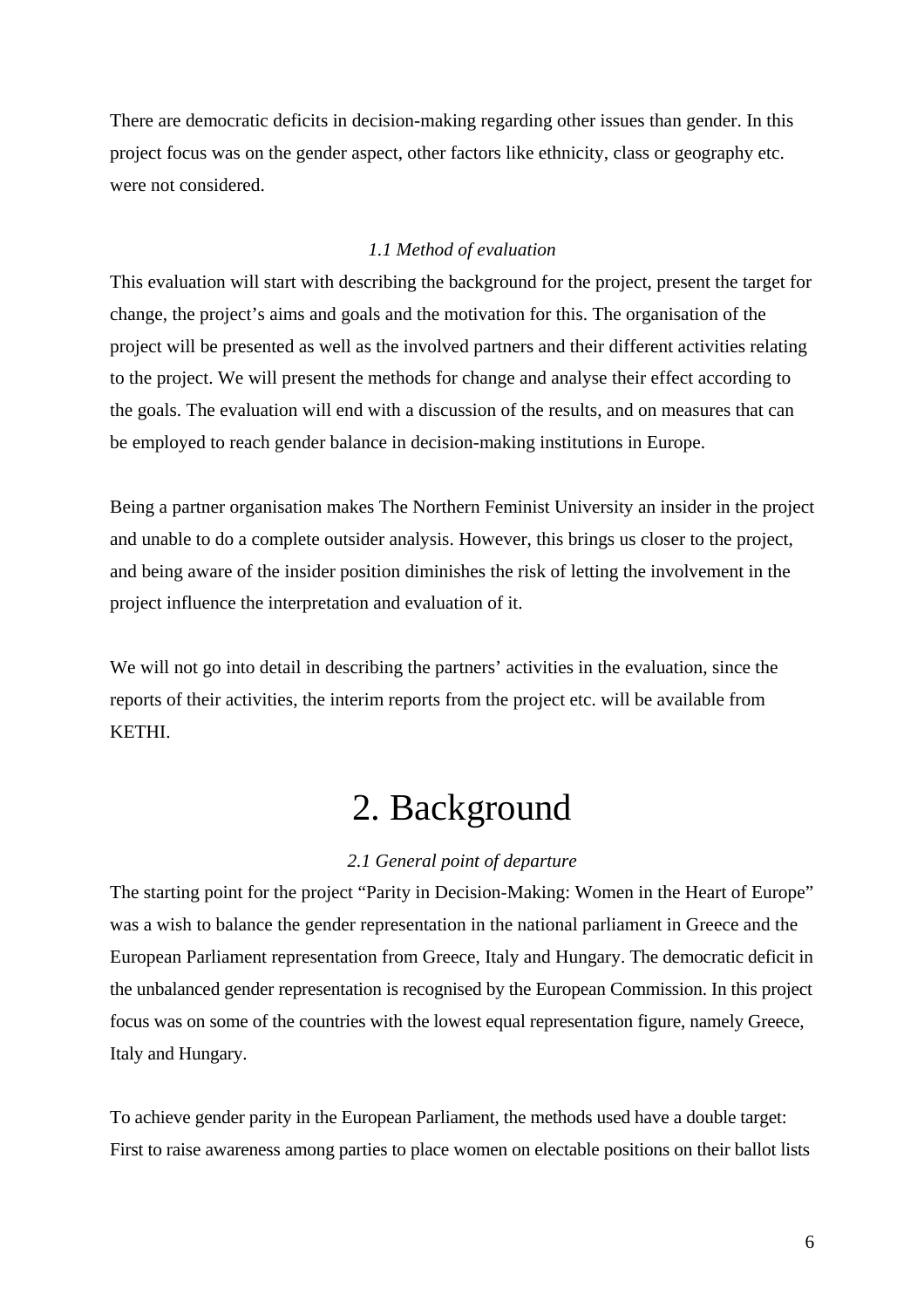There are democratic deficits in decision-making regarding other issues than gender. In this project focus was on the gender aspect, other factors like ethnicity, class or geography etc. were not considered.

### *1.1 Method of evaluation*

This evaluation will start with describing the background for the project, present the target for change, the project's aims and goals and the motivation for this. The organisation of the project will be presented as well as the involved partners and their different activities relating to the project. We will present the methods for change and analyse their effect according to the goals. The evaluation will end with a discussion of the results, and on measures that can be employed to reach gender balance in decision-making institutions in Europe.

Being a partner organisation makes The Northern Feminist University an insider in the project and unable to do a complete outsider analysis. However, this brings us closer to the project, and being aware of the insider position diminishes the risk of letting the involvement in the project influence the interpretation and evaluation of it.

We will not go into detail in describing the partners' activities in the evaluation, since the reports of their activities, the interim reports from the project etc. will be available from KETHI.

# 2. Background

### *2.1 General point of departure*

The starting point for the project "Parity in Decision-Making: Women in the Heart of Europe" was a wish to balance the gender representation in the national parliament in Greece and the European Parliament representation from Greece, Italy and Hungary. The democratic deficit in the unbalanced gender representation is recognised by the European Commission. In this project focus was on some of the countries with the lowest equal representation figure, namely Greece, Italy and Hungary.

To achieve gender parity in the European Parliament, the methods used have a double target: First to raise awareness among parties to place women on electable positions on their ballot lists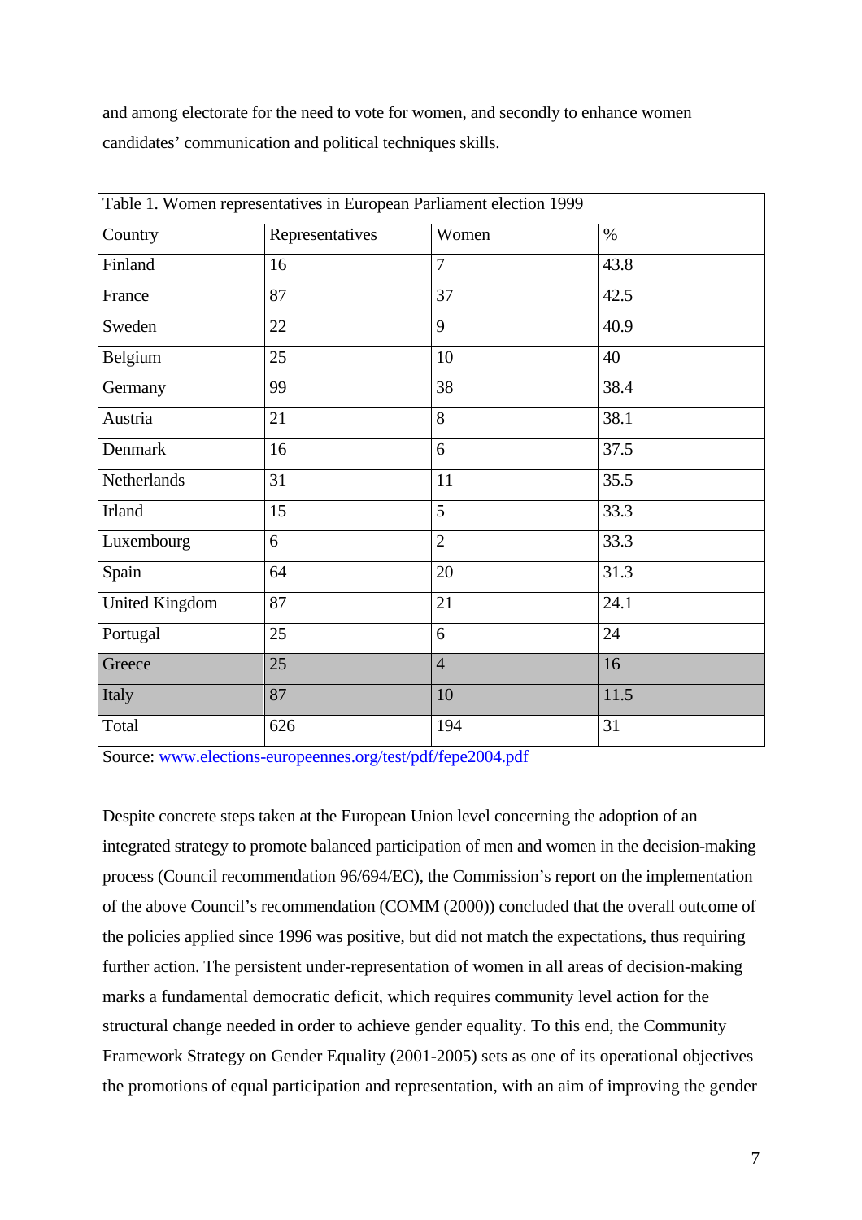and among electorate for the need to vote for women, and secondly to enhance women candidates' communication and political techniques skills.

Table 1. Women representatives in European Parliament election 1999

| Country | Representatives | Women | % |
|---|---|---|---|
| Finland | 16 | 7 | 43.8 |
| France | 87 | 37 | 42.5 |
| Sweden | 22 | 9 | 40.9 |
| Belgium | 25 | 10 | 40 |
| Germany | 99 | 38 | 38.4 |
| Austria | 21 | 8 | 38.1 |
| Denmark | 16 | 6 | 37.5 |
| Netherlands | 31 | 11 | 35.5 |
| Irland | 15 | 5 | 33.3 |
| Luxembourg | 6 | 2 | 33.3 |
| Spain | 64 | 20 | 31.3 |
| United Kingdom | 87 | 21 | 24.1 |
| Portugal | 25 | 6 | 24 |
| Greece | 25 | 4 | 16 |
| Italy | 87 | 10 | 11.5 |
| Total | 626 | 194 | 31 |

Source: [www.elections-europeennes.org/test/pdf/fepe2004.pdf](www.elections-europeennes.org/test/pdf/fepe2004.pdf)

Despite concrete steps taken at the European Union level concerning the adoption of an integrated strategy to promote balanced participation of men and women in the decision-making process (Council recommendation 96/694/EC), the Commission's report on the implementation of the above Council's recommendation (COMM (2000)) concluded that the overall outcome of the policies applied since 1996 was positive, but did not match the expectations, thus requiring further action. The persistent under-representation of women in all areas of decision-making marks a fundamental democratic deficit, which requires community level action for the structural change needed in order to achieve gender equality. To this end, the Community Framework Strategy on Gender Equality (2001-2005) sets as one of its operational objectives the promotions of equal participation and representation, with an aim of improving the gender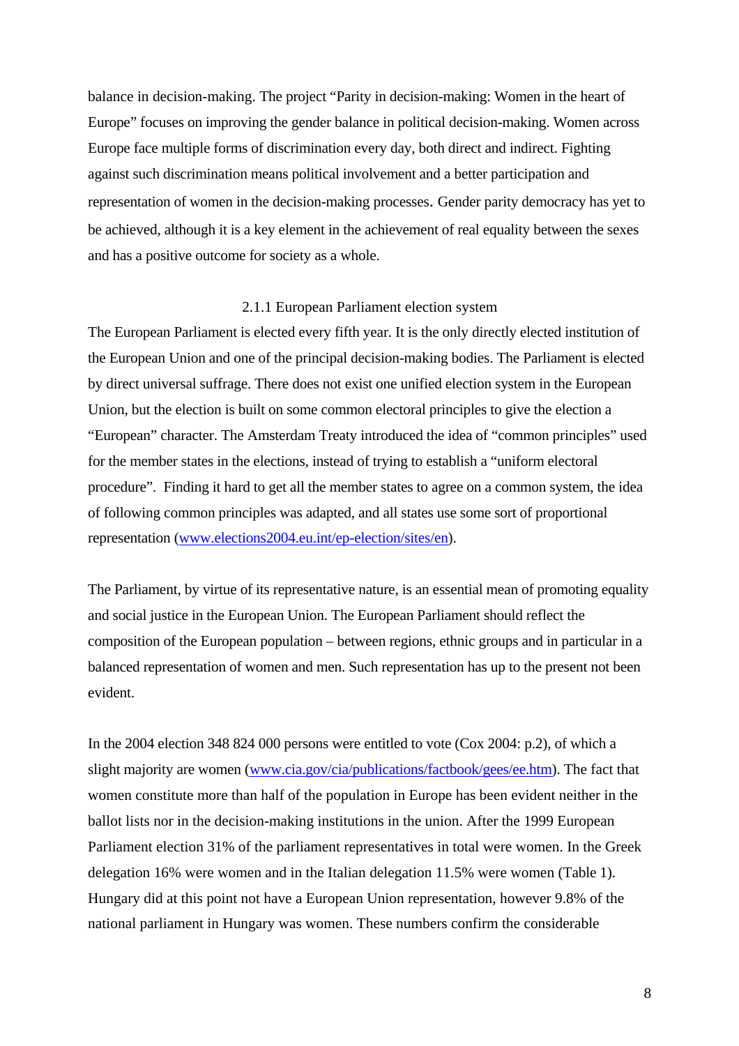balance in decision-making. The project "Parity in decision-making: Women in the heart of Europe" focuses on improving the gender balance in political decision-making. Women across Europe face multiple forms of discrimination every day, both direct and indirect. Fighting against such discrimination means political involvement and a better participation and representation of women in the decision-making processes. Gender parity democracy has yet to be achieved, although it is a key element in the achievement of real equality between the sexes and has a positive outcome for society as a whole.

### 2.1.1 European Parliament election system

The European Parliament is elected every fifth year. It is the only directly elected institution of the European Union and one of the principal decision-making bodies. The Parliament is elected by direct universal suffrage. There does not exist one unified election system in the European Union, but the election is built on some common electoral principles to give the election a "European" character. The Amsterdam Treaty introduced the idea of "common principles" used for the member states in the elections, instead of trying to establish a "uniform electoral procedure". Finding it hard to get all the member states to agree on a common system, the idea of following common principles was adapted, and all states use some sort of proportional representation (www.elections2004.eu.int/ep-election/sites/en).

The Parliament, by virtue of its representative nature, is an essential mean of promoting equality and social justice in the European Union. The European Parliament should reflect the composition of the European population – between regions, ethnic groups and in particular in a balanced representation of women and men. Such representation has up to the present not been evident.

In the 2004 election 348 824 000 persons were entitled to vote (Cox 2004: p.2), of which a slight majority are women (www.cia.gov/cia/publications/factbook/gees/ee.htm). The fact that women constitute more than half of the population in Europe has been evident neither in the ballot lists nor in the decision-making institutions in the union. After the 1999 European Parliament election 31% of the parliament representatives in total were women. In the Greek delegation 16% were women and in the Italian delegation 11.5% were women (Table 1). Hungary did at this point not have a European Union representation, however 9.8% of the national parliament in Hungary was women. These numbers confirm the considerable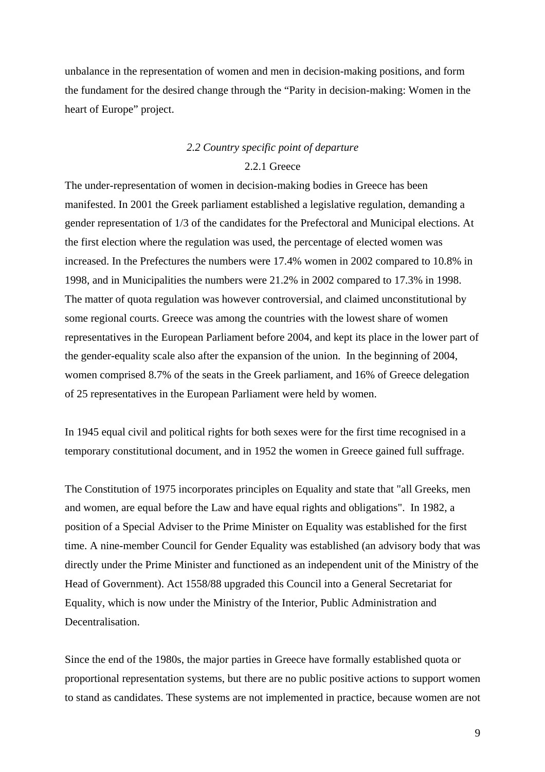unbalance in the representation of women and men in decision-making positions, and form the fundament for the desired change through the "Parity in decision-making: Women in the heart of Europe" project.

## *2.2 Country specific point of departure*

### 2.2.1 Greece

The under-representation of women in decision-making bodies in Greece has been manifested. In 2001 the Greek parliament established a legislative regulation, demanding a gender representation of 1/3 of the candidates for the Prefectoral and Municipal elections. At the first election where the regulation was used, the percentage of elected women was increased. In the Prefectures the numbers were 17.4% women in 2002 compared to 10.8% in 1998, and in Municipalities the numbers were 21.2% in 2002 compared to 17.3% in 1998. The matter of quota regulation was however controversial, and claimed unconstitutional by some regional courts. Greece was among the countries with the lowest share of women representatives in the European Parliament before 2004, and kept its place in the lower part of the gender-equality scale also after the expansion of the union. In the beginning of 2004, women comprised 8.7% of the seats in the Greek parliament, and 16% of Greece delegation of 25 representatives in the European Parliament were held by women.

In 1945 equal civil and political rights for both sexes were for the first time recognised in a temporary constitutional document, and in 1952 the women in Greece gained full suffrage.

The Constitution of 1975 incorporates principles on Equality and state that "all Greeks, men and women, are equal before the Law and have equal rights and obligations". In 1982, a position of a Special Adviser to the Prime Minister on Equality was established for the first time. A nine-member Council for Gender Equality was established (an advisory body that was directly under the Prime Minister and functioned as an independent unit of the Ministry of the Head of Government). Act 1558/88 upgraded this Council into a General Secretariat for Equality, which is now under the Ministry of the Interior, Public Administration and Decentralisation.

Since the end of the 1980s, the major parties in Greece have formally established quota or proportional representation systems, but there are no public positive actions to support women to stand as candidates. These systems are not implemented in practice, because women are not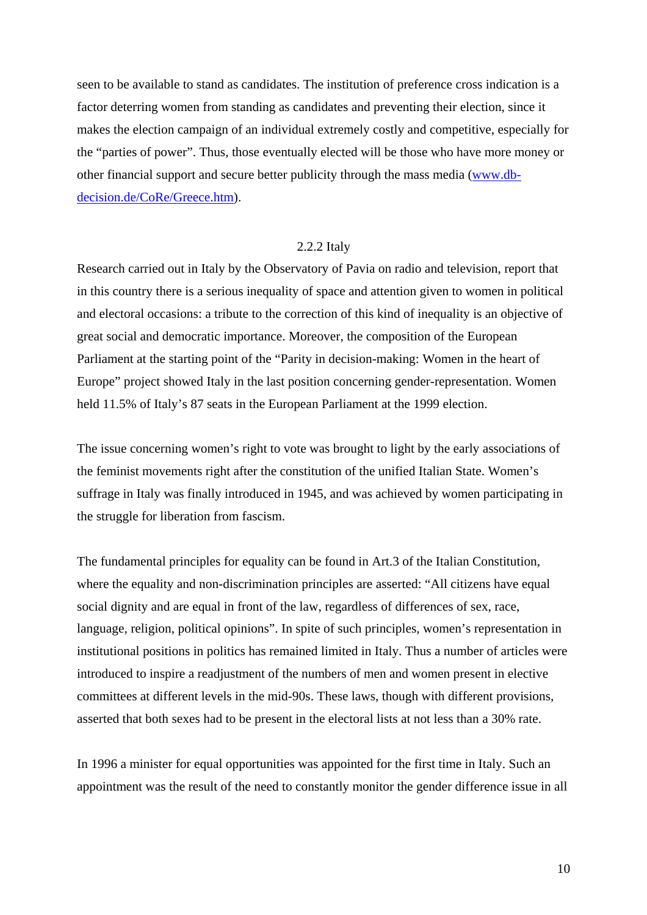seen to be available to stand as candidates. The institution of preference cross indication is a factor deterring women from standing as candidates and preventing their election, since it makes the election campaign of an individual extremely costly and competitive, especially for the "parties of power". Thus, those eventually elected will be those who have more money or other financial support and secure better publicity through the mass media (www.db-decision.de/CoRe/Greece.htm).

### 2.2.2 Italy

Research carried out in Italy by the Observatory of Pavia on radio and television, report that in this country there is a serious inequality of space and attention given to women in political and electoral occasions: a tribute to the correction of this kind of inequality is an objective of great social and democratic importance. Moreover, the composition of the European Parliament at the starting point of the "Parity in decision-making: Women in the heart of Europe" project showed Italy in the last position concerning gender-representation. Women held 11.5% of Italy's 87 seats in the European Parliament at the 1999 election.

The issue concerning women's right to vote was brought to light by the early associations of the feminist movements right after the constitution of the unified Italian State. Women's suffrage in Italy was finally introduced in 1945, and was achieved by women participating in the struggle for liberation from fascism.

The fundamental principles for equality can be found in Art.3 of the Italian Constitution, where the equality and non-discrimination principles are asserted: "All citizens have equal social dignity and are equal in front of the law, regardless of differences of sex, race, language, religion, political opinions". In spite of such principles, women's representation in institutional positions in politics has remained limited in Italy. Thus a number of articles were introduced to inspire a readjustment of the numbers of men and women present in elective committees at different levels in the mid-90s. These laws, though with different provisions, asserted that both sexes had to be present in the electoral lists at not less than a 30% rate.

In 1996 a minister for equal opportunities was appointed for the first time in Italy. Such an appointment was the result of the need to constantly monitor the gender difference issue in all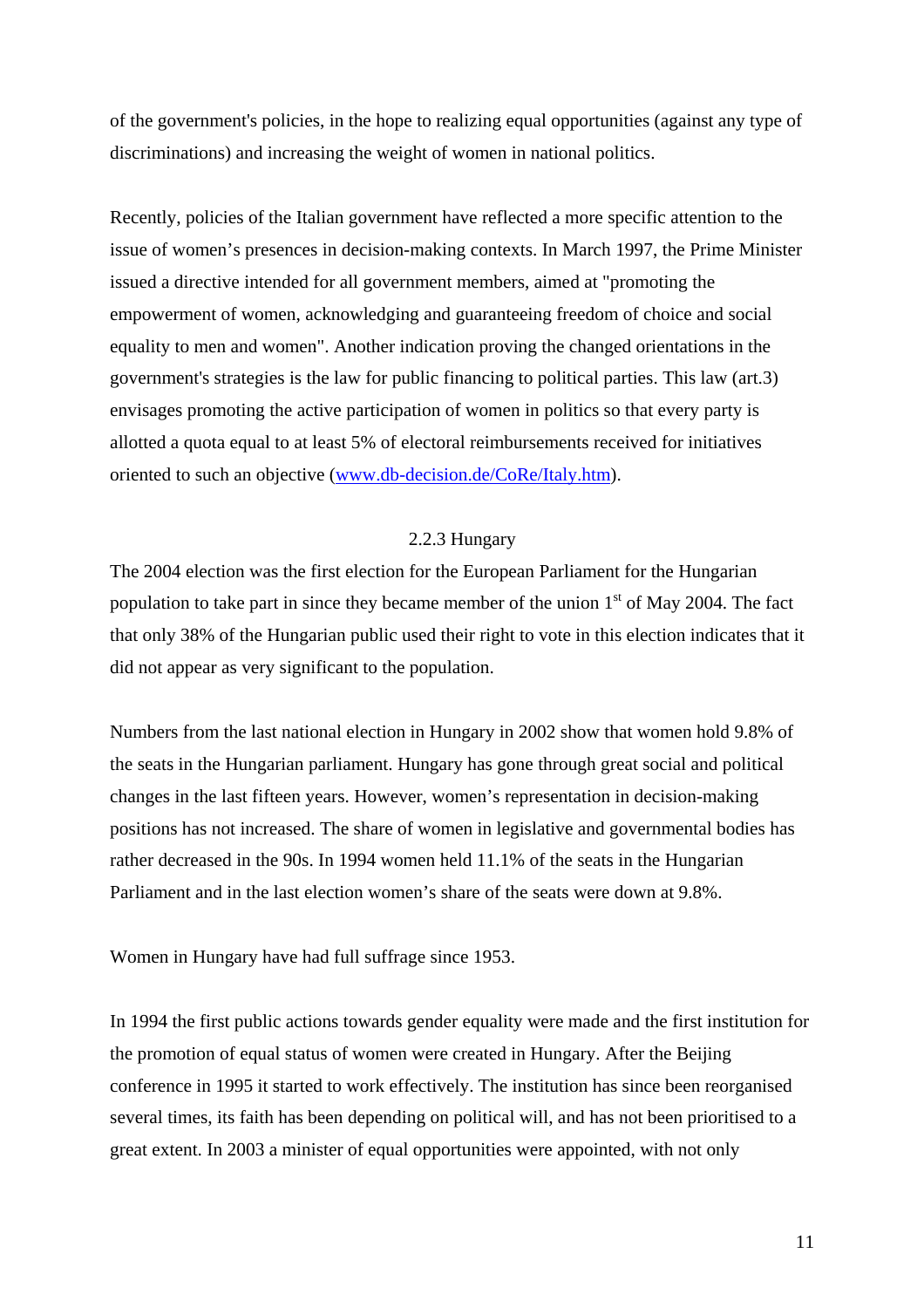of the government's policies, in the hope to realizing equal opportunities (against any type of discriminations) and increasing the weight of women in national politics.

Recently, policies of the Italian government have reflected a more specific attention to the issue of women's presences in decision-making contexts. In March 1997, the Prime Minister issued a directive intended for all government members, aimed at "promoting the empowerment of women, acknowledging and guaranteeing freedom of choice and social equality to men and women". Another indication proving the changed orientations in the government's strategies is the law for public financing to political parties. This law (art.3) envisages promoting the active participation of women in politics so that every party is allotted a quota equal to at least 5% of electoral reimbursements received for initiatives oriented to such an objective (www.db-decision.de/CoRe/Italy.htm).

### 2.2.3 Hungary

The 2004 election was the first election for the European Parliament for the Hungarian population to take part in since they became member of the union 1st of May 2004. The fact that only 38% of the Hungarian public used their right to vote in this election indicates that it did not appear as very significant to the population.

Numbers from the last national election in Hungary in 2002 show that women hold 9.8% of the seats in the Hungarian parliament. Hungary has gone through great social and political changes in the last fifteen years. However, women's representation in decision-making positions has not increased. The share of women in legislative and governmental bodies has rather decreased in the 90s. In 1994 women held 11.1% of the seats in the Hungarian Parliament and in the last election women's share of the seats were down at 9.8%.

Women in Hungary have had full suffrage since 1953.

In 1994 the first public actions towards gender equality were made and the first institution for the promotion of equal status of women were created in Hungary. After the Beijing conference in 1995 it started to work effectively. The institution has since been reorganised several times, its faith has been depending on political will, and has not been prioritised to a great extent. In 2003 a minister of equal opportunities were appointed, with not only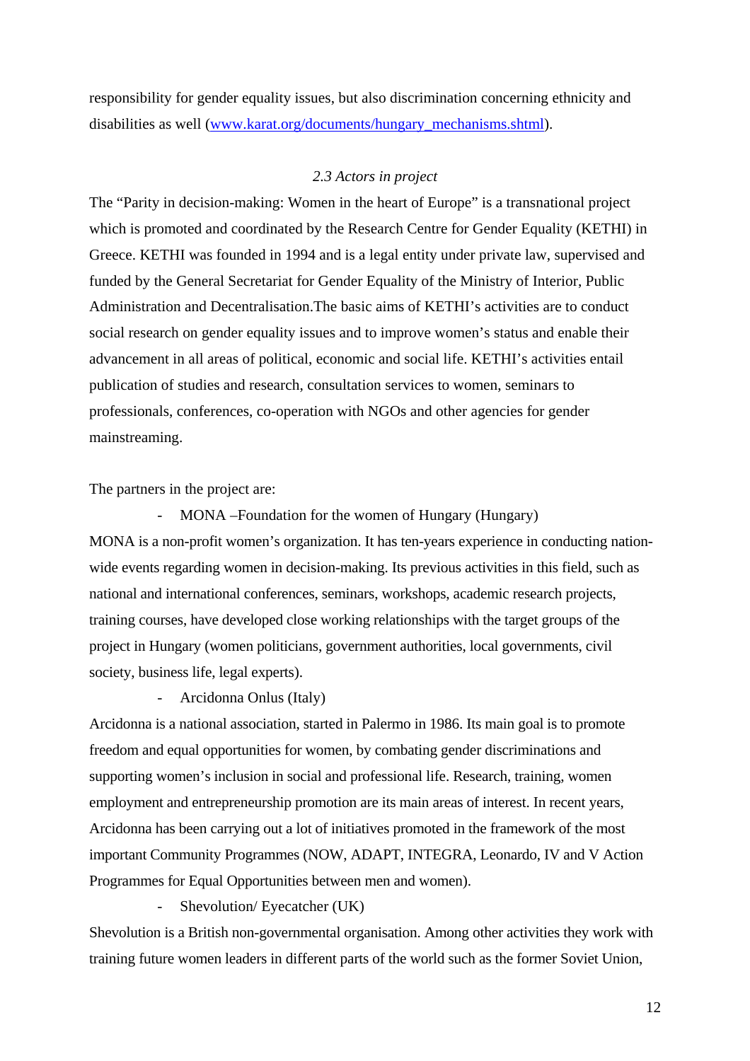responsibility for gender equality issues, but also discrimination concerning ethnicity and disabilities as well (www.karat.org/documents/hungary_mechanisms.shtml).

### *2.3 Actors in project*

The "Parity in decision-making: Women in the heart of Europe" is a transnational project which is promoted and coordinated by the Research Centre for Gender Equality (KETHI) in Greece. KETHI was founded in 1994 and is a legal entity under private law, supervised and funded by the General Secretariat for Gender Equality of the Ministry of Interior, Public Administration and Decentralisation.The basic aims of KETHI's activities are to conduct social research on gender equality issues and to improve women's status and enable their advancement in all areas of political, economic and social life. KETHI's activities entail publication of studies and research, consultation services to women, seminars to professionals, conferences, co-operation with NGOs and other agencies for gender mainstreaming.

The partners in the project are:

- MONA –Foundation for the women of Hungary (Hungary)

MONA is a non-profit women's organization. It has ten-years experience in conducting nation-wide events regarding women in decision-making. Its previous activities in this field, such as national and international conferences, seminars, workshops, academic research projects, training courses, have developed close working relationships with the target groups of the project in Hungary (women politicians, government authorities, local governments, civil society, business life, legal experts).

- Arcidonna Onlus (Italy)

Arcidonna is a national association, started in Palermo in 1986. Its main goal is to promote freedom and equal opportunities for women, by combating gender discriminations and supporting women's inclusion in social and professional life. Research, training, women employment and entrepreneurship promotion are its main areas of interest. In recent years, Arcidonna has been carrying out a lot of initiatives promoted in the framework of the most important Community Programmes (NOW, ADAPT, INTEGRA, Leonardo, IV and V Action Programmes for Equal Opportunities between men and women).

- Shevolution/ Eyecatcher (UK)

Shevolution is a British non-governmental organisation. Among other activities they work with training future women leaders in different parts of the world such as the former Soviet Union,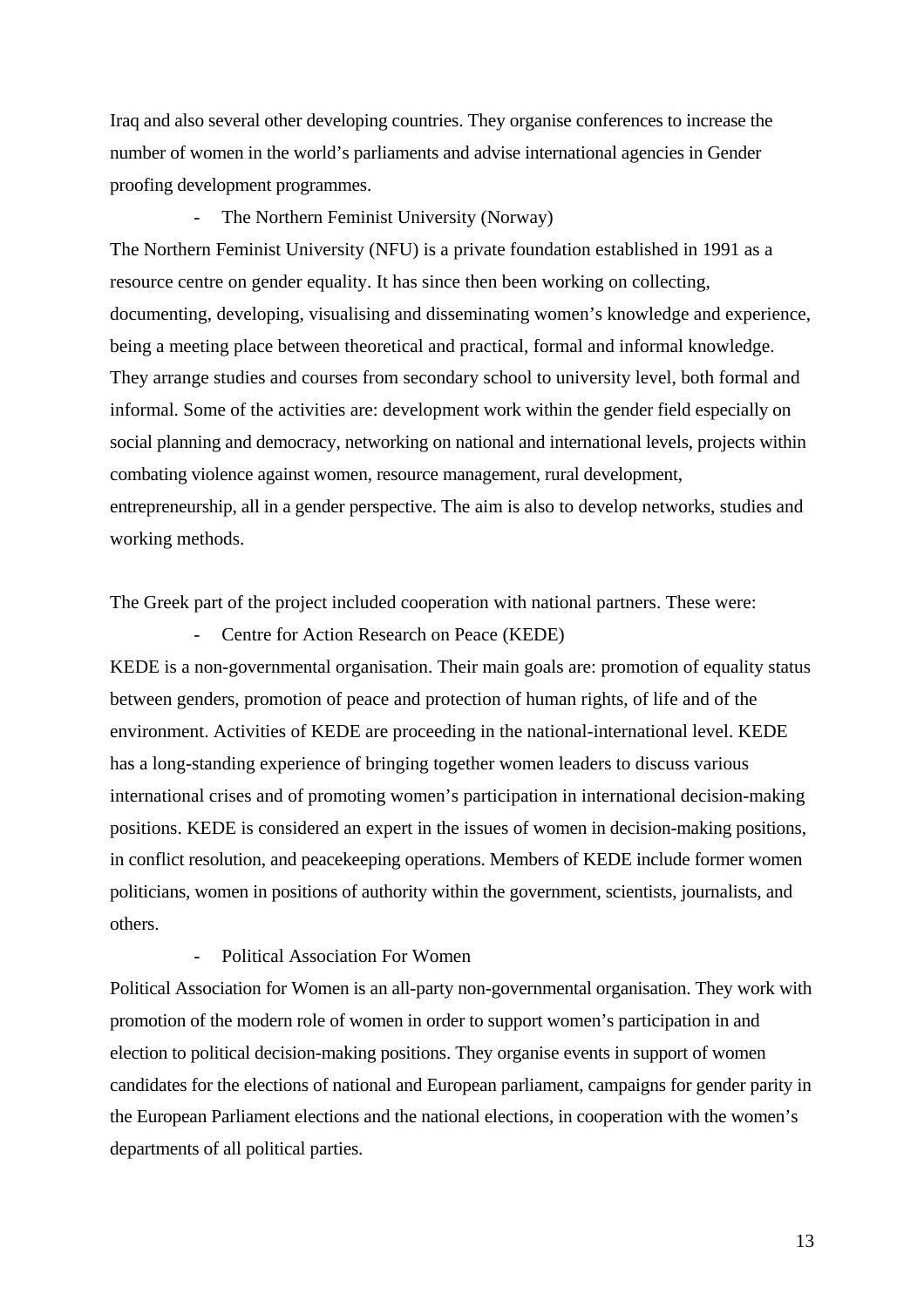Iraq and also several other developing countries. They organise conferences to increase the number of women in the world's parliaments and advise international agencies in Gender proofing development programmes.

- The Northern Feminist University (Norway)

The Northern Feminist University (NFU) is a private foundation established in 1991 as a resource centre on gender equality. It has since then been working on collecting, documenting, developing, visualising and disseminating women's knowledge and experience, being a meeting place between theoretical and practical, formal and informal knowledge. They arrange studies and courses from secondary school to university level, both formal and informal. Some of the activities are: development work within the gender field especially on social planning and democracy, networking on national and international levels, projects within combating violence against women, resource management, rural development, entrepreneurship, all in a gender perspective. The aim is also to develop networks, studies and working methods.

The Greek part of the project included cooperation with national partners. These were:

- Centre for Action Research on Peace (KEDE)

KEDE is a non-governmental organisation. Their main goals are: promotion of equality status between genders, promotion of peace and protection of human rights, of life and of the environment. Activities of KEDE are proceeding in the national-international level. KEDE has a long-standing experience of bringing together women leaders to discuss various international crises and of promoting women's participation in international decision-making positions. KEDE is considered an expert in the issues of women in decision-making positions, in conflict resolution, and peacekeeping operations. Members of KEDE include former women politicians, women in positions of authority within the government, scientists, journalists, and others.

- Political Association For Women

Political Association for Women is an all-party non-governmental organisation. They work with promotion of the modern role of women in order to support women's participation in and election to political decision-making positions. They organise events in support of women candidates for the elections of national and European parliament, campaigns for gender parity in the European Parliament elections and the national elections, in cooperation with the women's departments of all political parties.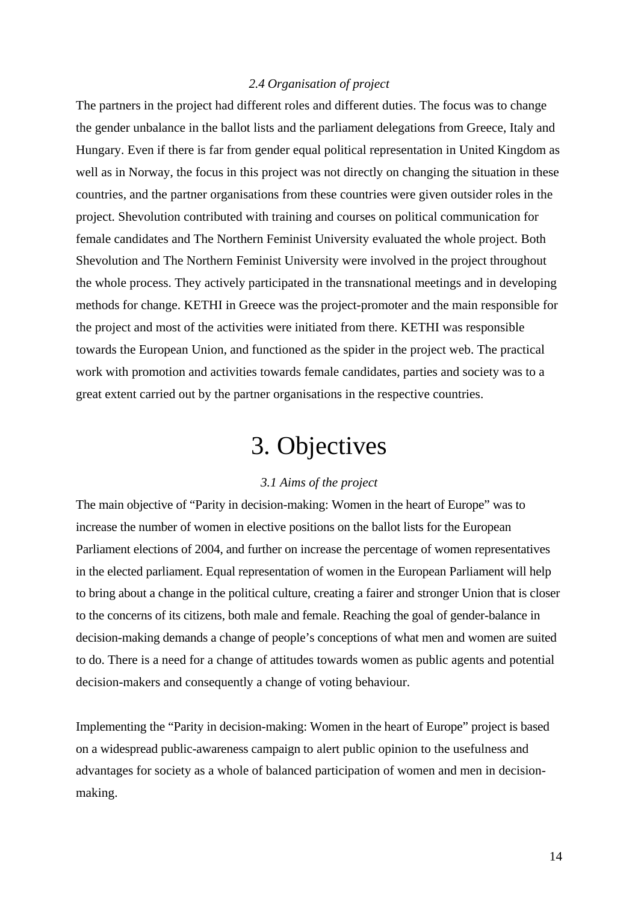### *2.4 Organisation of project*

The partners in the project had different roles and different duties. The focus was to change the gender unbalance in the ballot lists and the parliament delegations from Greece, Italy and Hungary. Even if there is far from gender equal political representation in United Kingdom as well as in Norway, the focus in this project was not directly on changing the situation in these countries, and the partner organisations from these countries were given outsider roles in the project. Shevolution contributed with training and courses on political communication for female candidates and The Northern Feminist University evaluated the whole project. Both Shevolution and The Northern Feminist University were involved in the project throughout the whole process. They actively participated in the transnational meetings and in developing methods for change. KETHI in Greece was the project-promoter and the main responsible for the project and most of the activities were initiated from there. KETHI was responsible towards the European Union, and functioned as the spider in the project web. The practical work with promotion and activities towards female candidates, parties and society was to a great extent carried out by the partner organisations in the respective countries.

# 3. Objectives

### *3.1 Aims of the project*

The main objective of "Parity in decision-making: Women in the heart of Europe" was to increase the number of women in elective positions on the ballot lists for the European Parliament elections of 2004, and further on increase the percentage of women representatives in the elected parliament. Equal representation of women in the European Parliament will help to bring about a change in the political culture, creating a fairer and stronger Union that is closer to the concerns of its citizens, both male and female. Reaching the goal of gender-balance in decision-making demands a change of people's conceptions of what men and women are suited to do. There is a need for a change of attitudes towards women as public agents and potential decision-makers and consequently a change of voting behaviour.

Implementing the "Parity in decision-making: Women in the heart of Europe" project is based on a widespread public-awareness campaign to alert public opinion to the usefulness and advantages for society as a whole of balanced participation of women and men in decision-making.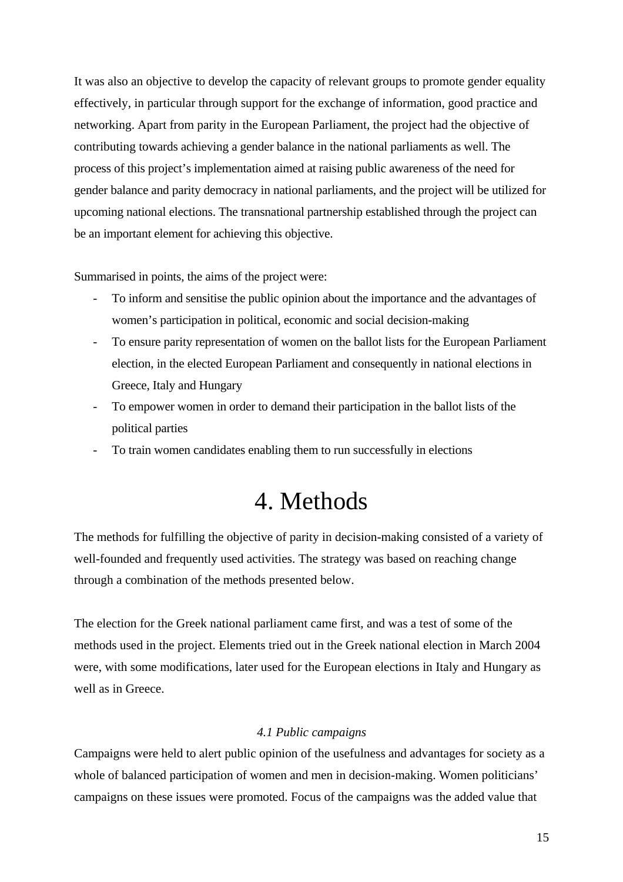It was also an objective to develop the capacity of relevant groups to promote gender equality effectively, in particular through support for the exchange of information, good practice and networking. Apart from parity in the European Parliament, the project had the objective of contributing towards achieving a gender balance in the national parliaments as well. The process of this project's implementation aimed at raising public awareness of the need for gender balance and parity democracy in national parliaments, and the project will be utilized for upcoming national elections. The transnational partnership established through the project can be an important element for achieving this objective.

Summarised in points, the aims of the project were:

- To inform and sensitise the public opinion about the importance and the advantages of women's participation in political, economic and social decision-making
- To ensure parity representation of women on the ballot lists for the European Parliament election, in the elected European Parliament and consequently in national elections in Greece, Italy and Hungary
- To empower women in order to demand their participation in the ballot lists of the political parties
- To train women candidates enabling them to run successfully in elections

# 4. Methods

The methods for fulfilling the objective of parity in decision-making consisted of a variety of well-founded and frequently used activities. The strategy was based on reaching change through a combination of the methods presented below.

The election for the Greek national parliament came first, and was a test of some of the methods used in the project. Elements tried out in the Greek national election in March 2004 were, with some modifications, later used for the European elections in Italy and Hungary as well as in Greece.

### *4.1 Public campaigns*

Campaigns were held to alert public opinion of the usefulness and advantages for society as a whole of balanced participation of women and men in decision-making. Women politicians' campaigns on these issues were promoted. Focus of the campaigns was the added value that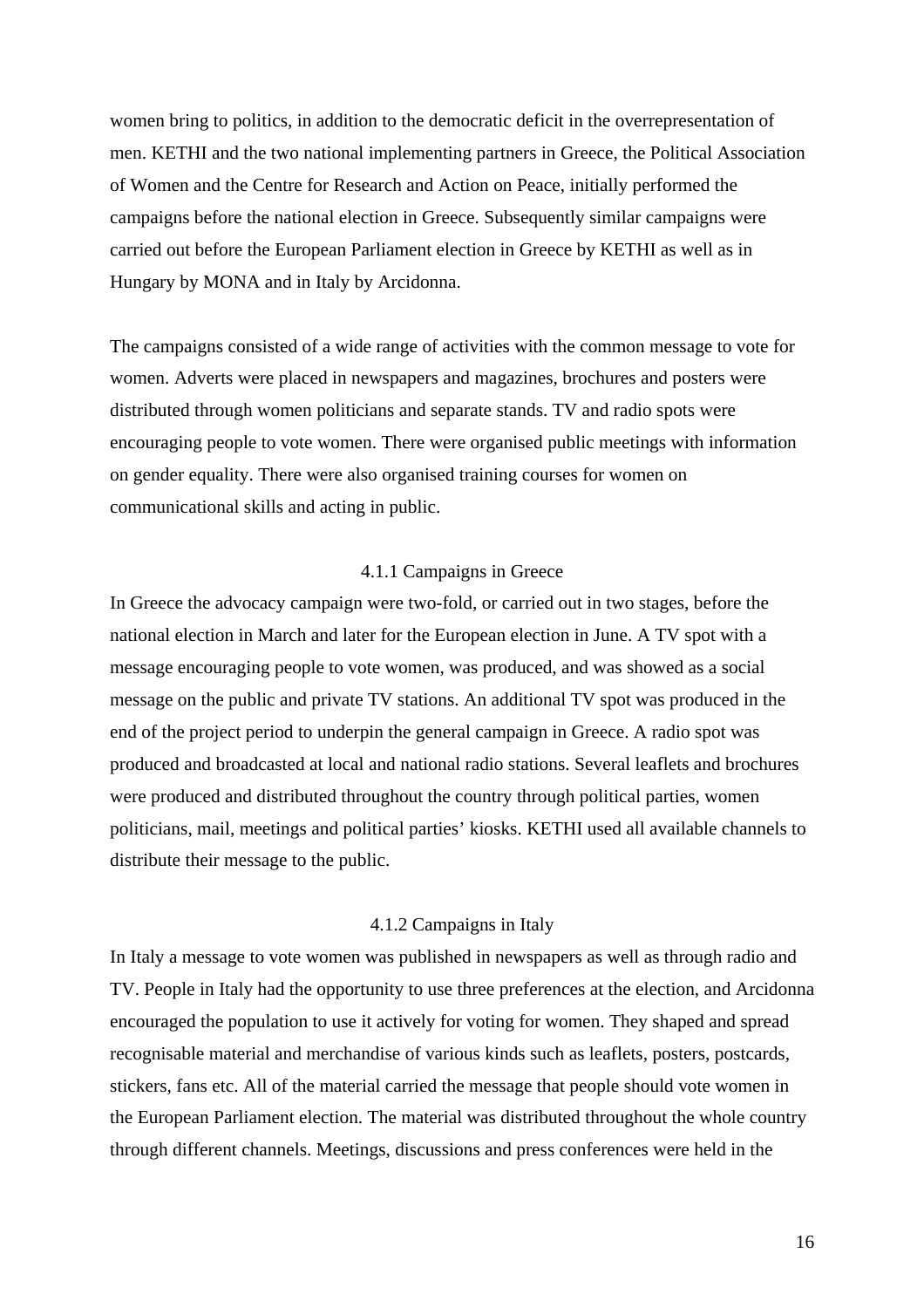women bring to politics, in addition to the democratic deficit in the overrepresentation of men. KETHI and the two national implementing partners in Greece, the Political Association of Women and the Centre for Research and Action on Peace, initially performed the campaigns before the national election in Greece. Subsequently similar campaigns were carried out before the European Parliament election in Greece by KETHI as well as in Hungary by MONA and in Italy by Arcidonna.

The campaigns consisted of a wide range of activities with the common message to vote for women. Adverts were placed in newspapers and magazines, brochures and posters were distributed through women politicians and separate stands. TV and radio spots were encouraging people to vote women. There were organised public meetings with information on gender equality. There were also organised training courses for women on communicational skills and acting in public.

#### 4.1.1 Campaigns in Greece

In Greece the advocacy campaign were two-fold, or carried out in two stages, before the national election in March and later for the European election in June. A TV spot with a message encouraging people to vote women, was produced, and was showed as a social message on the public and private TV stations. An additional TV spot was produced in the end of the project period to underpin the general campaign in Greece. A radio spot was produced and broadcasted at local and national radio stations. Several leaflets and brochures were produced and distributed throughout the country through political parties, women politicians, mail, meetings and political parties' kiosks. KETHI used all available channels to distribute their message to the public.

#### 4.1.2 Campaigns in Italy

In Italy a message to vote women was published in newspapers as well as through radio and TV. People in Italy had the opportunity to use three preferences at the election, and Arcidonna encouraged the population to use it actively for voting for women. They shaped and spread recognisable material and merchandise of various kinds such as leaflets, posters, postcards, stickers, fans etc. All of the material carried the message that people should vote women in the European Parliament election. The material was distributed throughout the whole country through different channels. Meetings, discussions and press conferences were held in the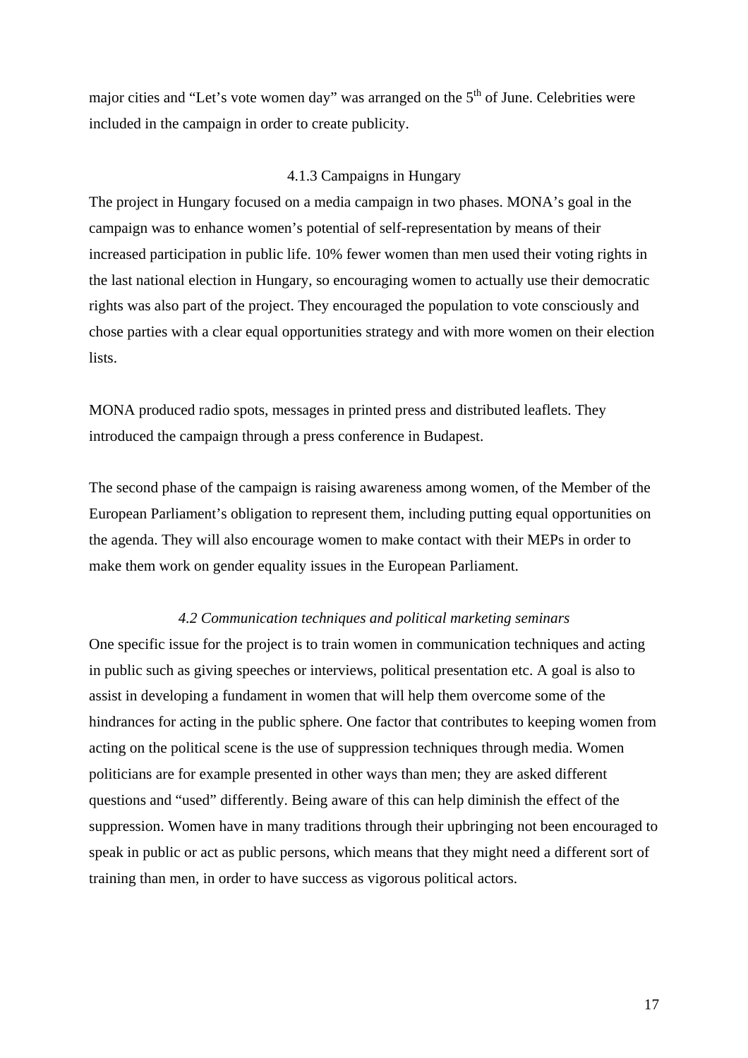major cities and "Let's vote women day" was arranged on the 5th of June. Celebrities were included in the campaign in order to create publicity.

### 4.1.3 Campaigns in Hungary

The project in Hungary focused on a media campaign in two phases. MONA's goal in the campaign was to enhance women's potential of self-representation by means of their increased participation in public life. 10% fewer women than men used their voting rights in the last national election in Hungary, so encouraging women to actually use their democratic rights was also part of the project. They encouraged the population to vote consciously and chose parties with a clear equal opportunities strategy and with more women on their election lists.

MONA produced radio spots, messages in printed press and distributed leaflets. They introduced the campaign through a press conference in Budapest.

The second phase of the campaign is raising awareness among women, of the Member of the European Parliament's obligation to represent them, including putting equal opportunities on the agenda. They will also encourage women to make contact with their MEPs in order to make them work on gender equality issues in the European Parliament.

## *4.2 Communication techniques and political marketing seminars*

One specific issue for the project is to train women in communication techniques and acting in public such as giving speeches or interviews, political presentation etc. A goal is also to assist in developing a fundament in women that will help them overcome some of the hindrances for acting in the public sphere. One factor that contributes to keeping women from acting on the political scene is the use of suppression techniques through media. Women politicians are for example presented in other ways than men; they are asked different questions and "used" differently. Being aware of this can help diminish the effect of the suppression. Women have in many traditions through their upbringing not been encouraged to speak in public or act as public persons, which means that they might need a different sort of training than men, in order to have success as vigorous political actors.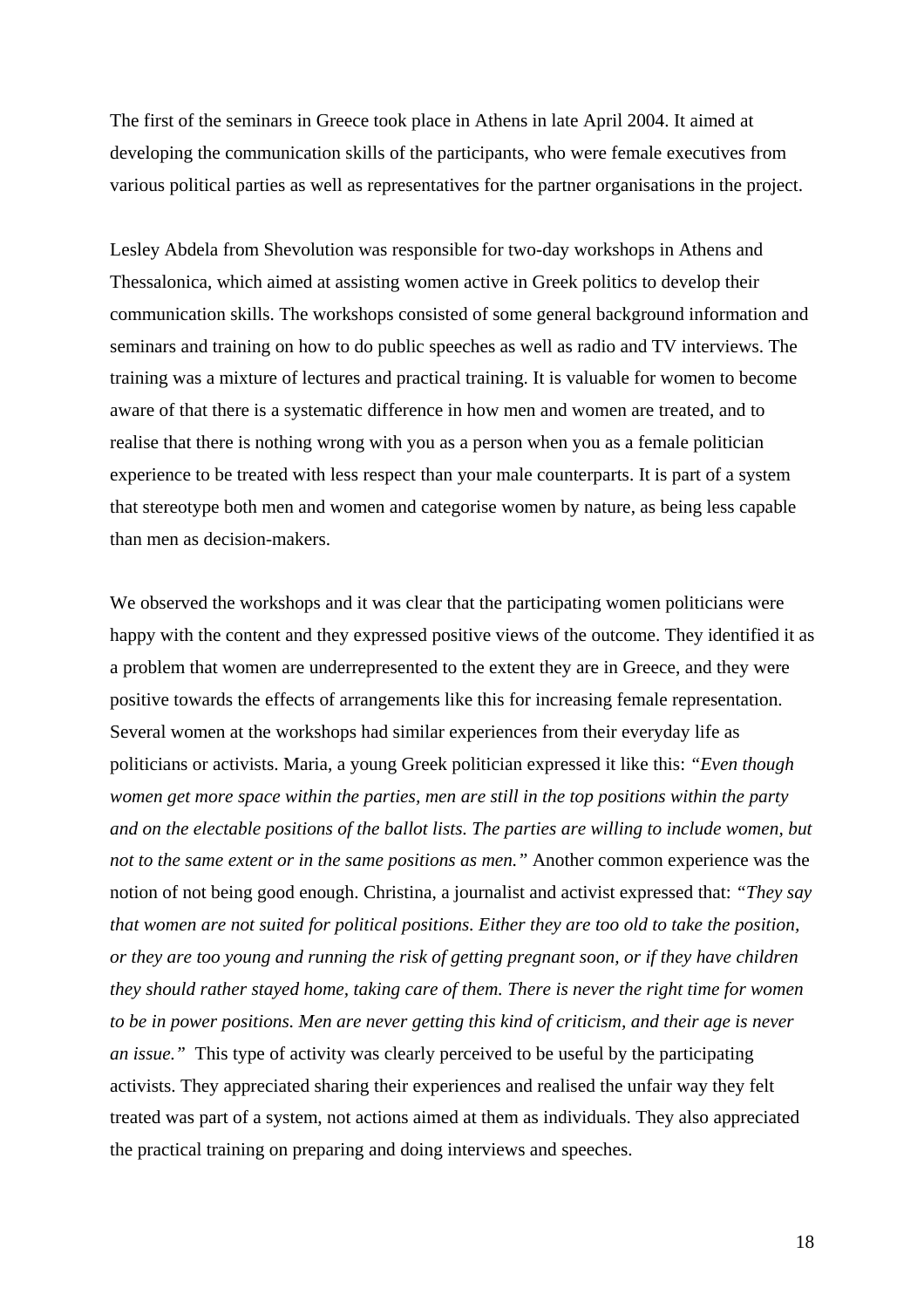The first of the seminars in Greece took place in Athens in late April 2004. It aimed at developing the communication skills of the participants, who were female executives from various political parties as well as representatives for the partner organisations in the project.

Lesley Abdela from Shevolution was responsible for two-day workshops in Athens and Thessalonica, which aimed at assisting women active in Greek politics to develop their communication skills. The workshops consisted of some general background information and seminars and training on how to do public speeches as well as radio and TV interviews. The training was a mixture of lectures and practical training. It is valuable for women to become aware of that there is a systematic difference in how men and women are treated, and to realise that there is nothing wrong with you as a person when you as a female politician experience to be treated with less respect than your male counterparts. It is part of a system that stereotype both men and women and categorise women by nature, as being less capable than men as decision-makers.

We observed the workshops and it was clear that the participating women politicians were happy with the content and they expressed positive views of the outcome. They identified it as a problem that women are underrepresented to the extent they are in Greece, and they were positive towards the effects of arrangements like this for increasing female representation. Several women at the workshops had similar experiences from their everyday life as politicians or activists. Maria, a young Greek politician expressed it like this: *"Even though women get more space within the parties, men are still in the top positions within the party and on the electable positions of the ballot lists. The parties are willing to include women, but not to the same extent or in the same positions as men."* Another common experience was the notion of not being good enough. Christina, a journalist and activist expressed that: *"They say that women are not suited for political positions. Either they are too old to take the position, or they are too young and running the risk of getting pregnant soon, or if they have children they should rather stayed home, taking care of them. There is never the right time for women to be in power positions. Men are never getting this kind of criticism, and their age is never an issue."* This type of activity was clearly perceived to be useful by the participating activists. They appreciated sharing their experiences and realised the unfair way they felt treated was part of a system, not actions aimed at them as individuals. They also appreciated the practical training on preparing and doing interviews and speeches.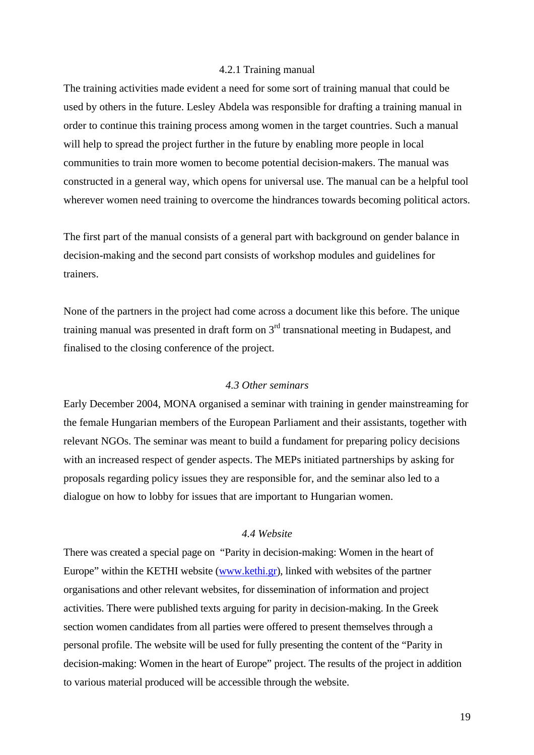#### 4.2.1 Training manual

The training activities made evident a need for some sort of training manual that could be used by others in the future. Lesley Abdela was responsible for drafting a training manual in order to continue this training process among women in the target countries. Such a manual will help to spread the project further in the future by enabling more people in local communities to train more women to become potential decision-makers. The manual was constructed in a general way, which opens for universal use. The manual can be a helpful tool wherever women need training to overcome the hindrances towards becoming political actors.

The first part of the manual consists of a general part with background on gender balance in decision-making and the second part consists of workshop modules and guidelines for trainers.

None of the partners in the project had come across a document like this before. The unique training manual was presented in draft form on 3rd transnational meeting in Budapest, and finalised to the closing conference of the project.

### *4.3 Other seminars*

Early December 2004, MONA organised a seminar with training in gender mainstreaming for the female Hungarian members of the European Parliament and their assistants, together with relevant NGOs. The seminar was meant to build a fundament for preparing policy decisions with an increased respect of gender aspects. The MEPs initiated partnerships by asking for proposals regarding policy issues they are responsible for, and the seminar also led to a dialogue on how to lobby for issues that are important to Hungarian women.

### *4.4 Website*

There was created a special page on "Parity in decision-making: Women in the heart of Europe" within the KETHI website (www.kethi.gr), linked with websites of the partner organisations and other relevant websites, for dissemination of information and project activities. There were published texts arguing for parity in decision-making. In the Greek section women candidates from all parties were offered to present themselves through a personal profile. The website will be used for fully presenting the content of the "Parity in decision-making: Women in the heart of Europe" project. The results of the project in addition to various material produced will be accessible through the website.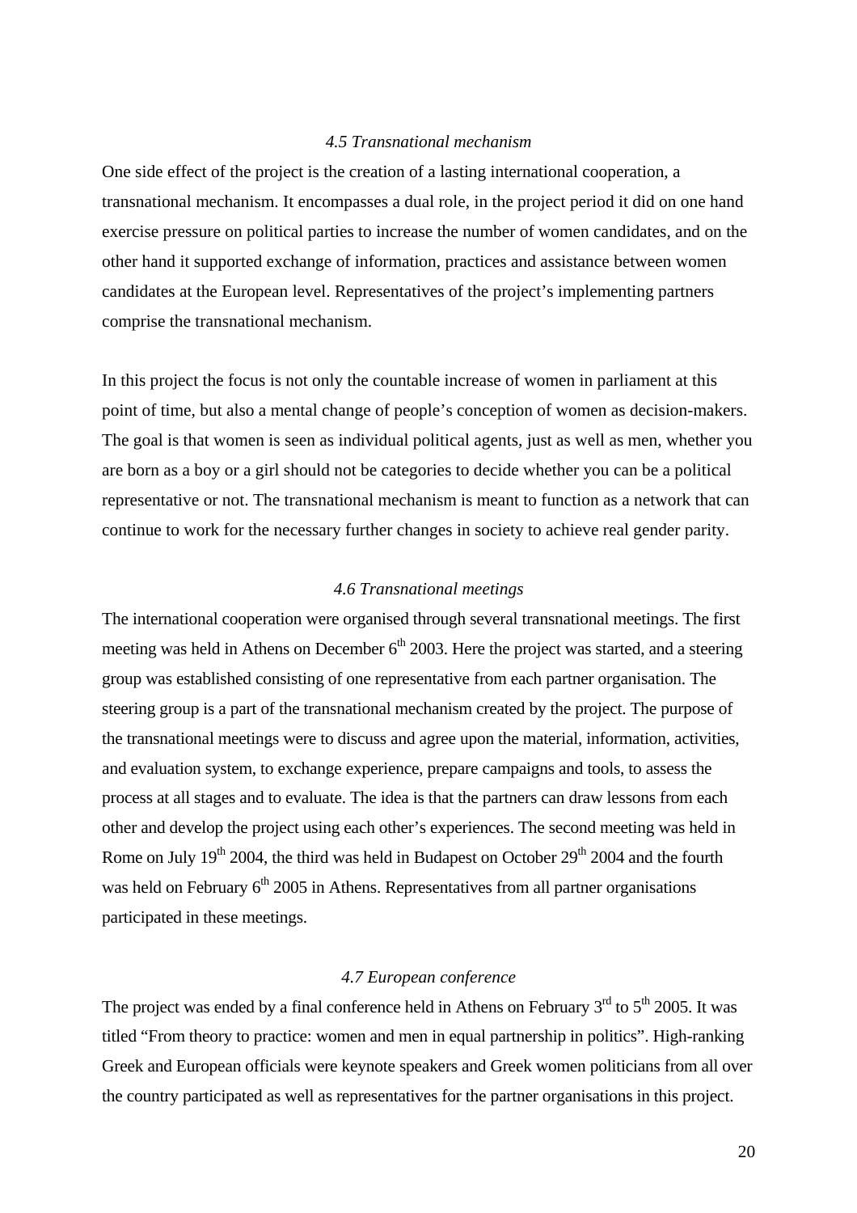### *4.5 Transnational mechanism*

One side effect of the project is the creation of a lasting international cooperation, a transnational mechanism. It encompasses a dual role, in the project period it did on one hand exercise pressure on political parties to increase the number of women candidates, and on the other hand it supported exchange of information, practices and assistance between women candidates at the European level. Representatives of the project's implementing partners comprise the transnational mechanism.

In this project the focus is not only the countable increase of women in parliament at this point of time, but also a mental change of people's conception of women as decision-makers. The goal is that women is seen as individual political agents, just as well as men, whether you are born as a boy or a girl should not be categories to decide whether you can be a political representative or not. The transnational mechanism is meant to function as a network that can continue to work for the necessary further changes in society to achieve real gender parity.

### *4.6 Transnational meetings*

The international cooperation were organised through several transnational meetings. The first meeting was held in Athens on December 6th 2003. Here the project was started, and a steering group was established consisting of one representative from each partner organisation. The steering group is a part of the transnational mechanism created by the project. The purpose of the transnational meetings were to discuss and agree upon the material, information, activities, and evaluation system, to exchange experience, prepare campaigns and tools, to assess the process at all stages and to evaluate. The idea is that the partners can draw lessons from each other and develop the project using each other's experiences. The second meeting was held in Rome on July 19th 2004, the third was held in Budapest on October 29th 2004 and the fourth was held on February 6th 2005 in Athens. Representatives from all partner organisations participated in these meetings.

### *4.7 European conference*

The project was ended by a final conference held in Athens on February 3rd to 5th 2005. It was titled "From theory to practice: women and men in equal partnership in politics". High-ranking Greek and European officials were keynote speakers and Greek women politicians from all over the country participated as well as representatives for the partner organisations in this project.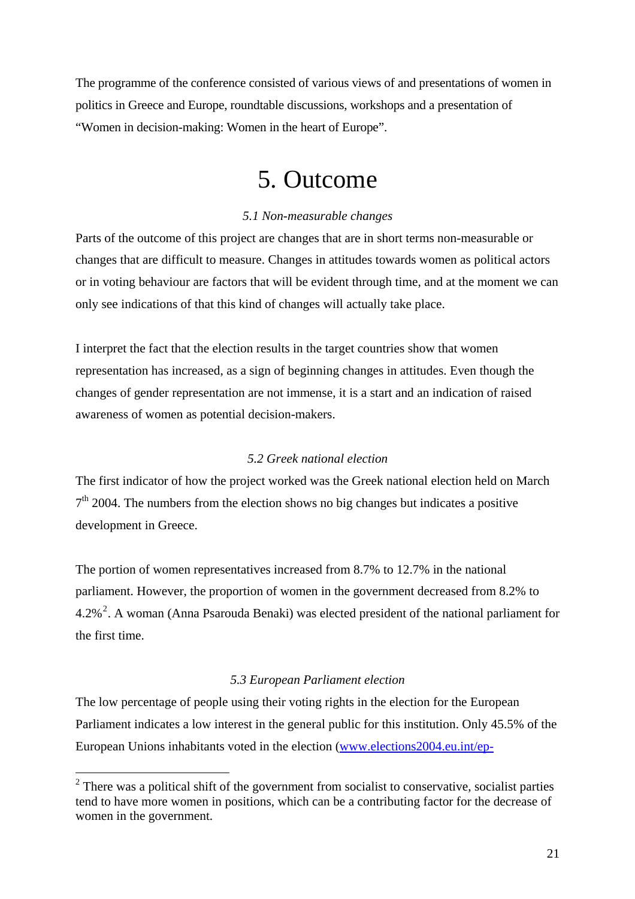The programme of the conference consisted of various views of and presentations of women in politics in Greece and Europe, roundtable discussions, workshops and a presentation of "Women in decision-making: Women in the heart of Europe".

# 5. Outcome

### *5.1 Non-measurable changes*

Parts of the outcome of this project are changes that are in short terms non-measurable or changes that are difficult to measure. Changes in attitudes towards women as political actors or in voting behaviour are factors that will be evident through time, and at the moment we can only see indications of that this kind of changes will actually take place.

I interpret the fact that the election results in the target countries show that women representation has increased, as a sign of beginning changes in attitudes. Even though the changes of gender representation are not immense, it is a start and an indication of raised awareness of women as potential decision-makers.

### *5.2 Greek national election*

The first indicator of how the project worked was the Greek national election held on March 7th 2004. The numbers from the election shows no big changes but indicates a positive development in Greece.

The portion of women representatives increased from 8.7% to 12.7% in the national parliament. However, the proportion of women in the government decreased from 8.2% to 4.2%[2]. A woman (Anna Psarouda Benaki) was elected president of the national parliament for the first time.

### *5.3 European Parliament election*

The low percentage of people using their voting rights in the election for the European Parliament indicates a low interest in the general public for this institution. Only 45.5% of the European Unions inhabitants voted in the election (www.elections2004.eu.int/ep-

---

[2] There was a political shift of the government from socialist to conservative, socialist parties tend to have more women in positions, which can be a contributing factor for the decrease of women in the government.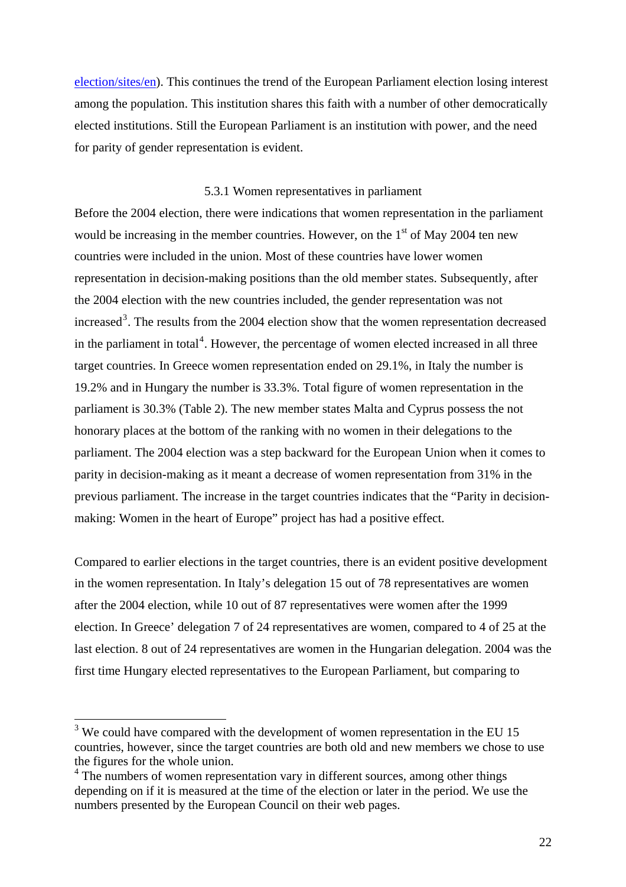election/sites/en). This continues the trend of the European Parliament election losing interest among the population. This institution shares this faith with a number of other democratically elected institutions. Still the European Parliament is an institution with power, and the need for parity of gender representation is evident.

### 5.3.1 Women representatives in parliament

Before the 2004 election, there were indications that women representation in the parliament would be increasing in the member countries. However, on the 1st of May 2004 ten new countries were included in the union. Most of these countries have lower women representation in decision-making positions than the old member states. Subsequently, after the 2004 election with the new countries included, the gender representation was not increased[3]. The results from the 2004 election show that the women representation decreased in the parliament in total[4]. However, the percentage of women elected increased in all three target countries. In Greece women representation ended on 29.1%, in Italy the number is 19.2% and in Hungary the number is 33.3%. Total figure of women representation in the parliament is 30.3% (Table 2). The new member states Malta and Cyprus possess the not honorary places at the bottom of the ranking with no women in their delegations to the parliament. The 2004 election was a step backward for the European Union when it comes to parity in decision-making as it meant a decrease of women representation from 31% in the previous parliament. The increase in the target countries indicates that the "Parity in decision-making: Women in the heart of Europe" project has had a positive effect.

Compared to earlier elections in the target countries, there is an evident positive development in the women representation. In Italy's delegation 15 out of 78 representatives are women after the 2004 election, while 10 out of 87 representatives were women after the 1999 election. In Greece' delegation 7 of 24 representatives are women, compared to 4 of 25 at the last election. 8 out of 24 representatives are women in the Hungarian delegation. 2004 was the first time Hungary elected representatives to the European Parliament, but comparing to

---

[3] We could have compared with the development of women representation in the EU 15 countries, however, since the target countries are both old and new members we chose to use the figures for the whole union.

[4] The numbers of women representation vary in different sources, among other things depending on if it is measured at the time of the election or later in the period. We use the numbers presented by the European Council on their web pages.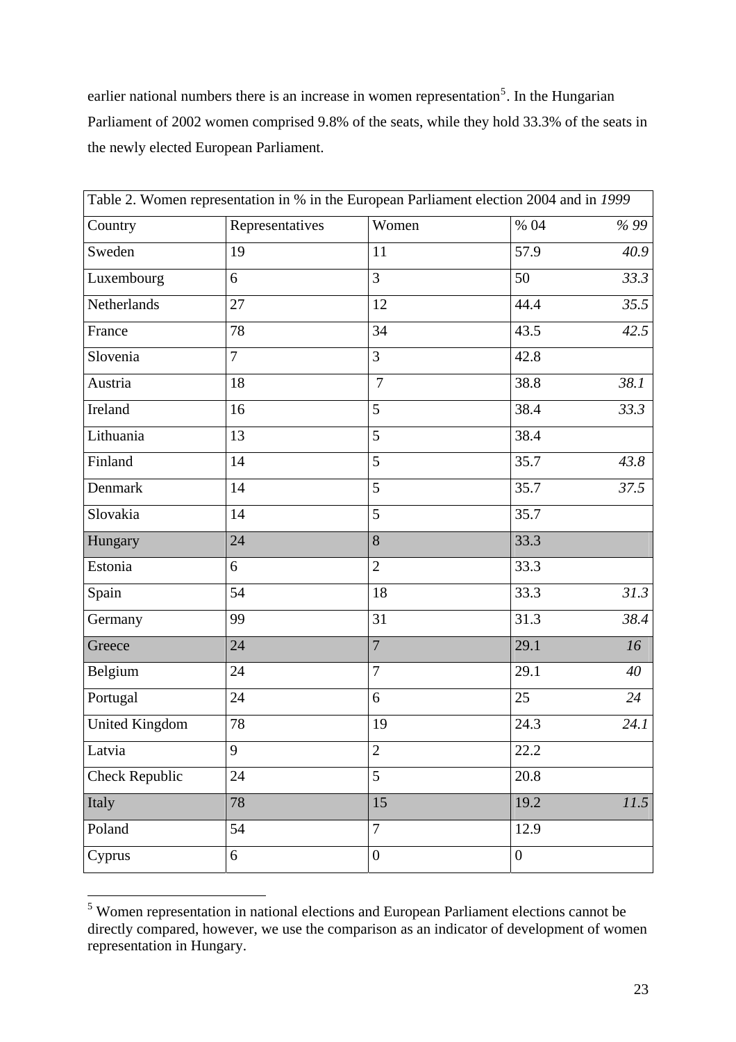earlier national numbers there is an increase in women representation[5]. In the Hungarian Parliament of 2002 women comprised 9.8% of the seats, while they hold 33.3% of the seats in the newly elected European Parliament.

Table 2. Women representation in % in the European Parliament election 2004 and in *1999*

| Country | Representatives | Women | % 04 | *% 99* |
|---|---|---|---|---|
| Sweden | 19 | 11 | 57.9 | *40.9* |
| Luxembourg | 6 | 3 | 50 | *33.3* |
| Netherlands | 27 | 12 | 44.4 | *35.5* |
| France | 78 | 34 | 43.5 | *42.5* |
| Slovenia | 7 | 3 | 42.8 | |
| Austria | 18 | 7 | 38.8 | *38.1* |
| Ireland | 16 | 5 | 38.4 | *33.3* |
| Lithuania | 13 | 5 | 38.4 | |
| Finland | 14 | 5 | 35.7 | *43.8* |
| Denmark | 14 | 5 | 35.7 | *37.5* |
| Slovakia | 14 | 5 | 35.7 | |
| Hungary | 24 | 8 | 33.3 | |
| Estonia | 6 | 2 | 33.3 | |
| Spain | 54 | 18 | 33.3 | *31.3* |
| Germany | 99 | 31 | 31.3 | *38.4* |
| Greece | 24 | 7 | 29.1 | *16* |
| Belgium | 24 | 7 | 29.1 | *40* |
| Portugal | 24 | 6 | 25 | *24* |
| United Kingdom | 78 | 19 | 24.3 | *24.1* |
| Latvia | 9 | 2 | 22.2 | |
| Check Republic | 24 | 5 | 20.8 | |
| Italy | 78 | 15 | 19.2 | *11.5* |
| Poland | 54 | 7 | 12.9 | |
| Cyprus | 6 | 0 | 0 | |

[5] Women representation in national elections and European Parliament elections cannot be directly compared, however, we use the comparison as an indicator of development of women representation in Hungary.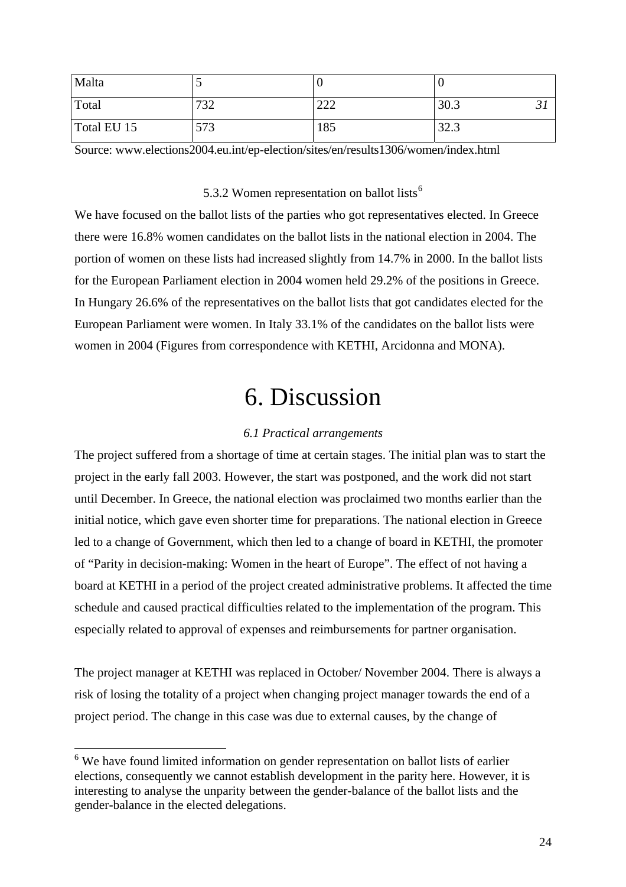| Malta | 5 | 0 | 0 |
|---|---|---|---|
| Total | 732 | 222 | 30.3 *31* |
| Total EU 15 | 573 | 185 | 32.3 |

Source: www.elections2004.eu.int/ep-election/sites/en/results1306/women/index.html

### 5.3.2 Women representation on ballot lists[6]

We have focused on the ballot lists of the parties who got representatives elected. In Greece there were 16.8% women candidates on the ballot lists in the national election in 2004. The portion of women on these lists had increased slightly from 14.7% in 2000. In the ballot lists for the European Parliament election in 2004 women held 29.2% of the positions in Greece. In Hungary 26.6% of the representatives on the ballot lists that got candidates elected for the European Parliament were women. In Italy 33.1% of the candidates on the ballot lists were women in 2004 (Figures from correspondence with KETHI, Arcidonna and MONA).

# 6. Discussion

### *6.1 Practical arrangements*

The project suffered from a shortage of time at certain stages. The initial plan was to start the project in the early fall 2003. However, the start was postponed, and the work did not start until December. In Greece, the national election was proclaimed two months earlier than the initial notice, which gave even shorter time for preparations. The national election in Greece led to a change of Government, which then led to a change of board in KETHI, the promoter of "Parity in decision-making: Women in the heart of Europe". The effect of not having a board at KETHI in a period of the project created administrative problems. It affected the time schedule and caused practical difficulties related to the implementation of the program. This especially related to approval of expenses and reimbursements for partner organisation.

The project manager at KETHI was replaced in October/ November 2004. There is always a risk of losing the totality of a project when changing project manager towards the end of a project period. The change in this case was due to external causes, by the change of

---

[6] We have found limited information on gender representation on ballot lists of earlier elections, consequently we cannot establish development in the parity here. However, it is interesting to analyse the unparity between the gender-balance of the ballot lists and the gender-balance in the elected delegations.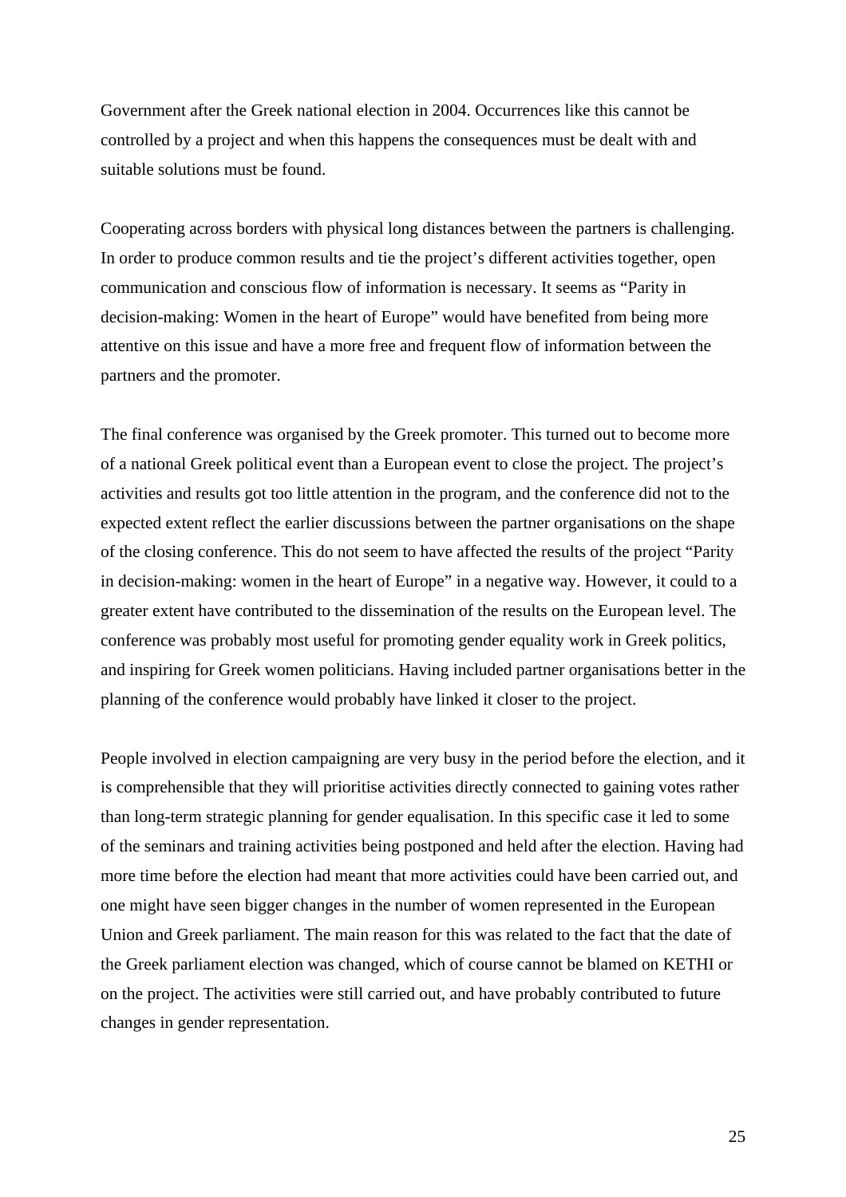Government after the Greek national election in 2004. Occurrences like this cannot be controlled by a project and when this happens the consequences must be dealt with and suitable solutions must be found.

Cooperating across borders with physical long distances between the partners is challenging. In order to produce common results and tie the project's different activities together, open communication and conscious flow of information is necessary. It seems as "Parity in decision-making: Women in the heart of Europe" would have benefited from being more attentive on this issue and have a more free and frequent flow of information between the partners and the promoter.

The final conference was organised by the Greek promoter. This turned out to become more of a national Greek political event than a European event to close the project. The project's activities and results got too little attention in the program, and the conference did not to the expected extent reflect the earlier discussions between the partner organisations on the shape of the closing conference. This do not seem to have affected the results of the project "Parity in decision-making: women in the heart of Europe" in a negative way. However, it could to a greater extent have contributed to the dissemination of the results on the European level. The conference was probably most useful for promoting gender equality work in Greek politics, and inspiring for Greek women politicians. Having included partner organisations better in the planning of the conference would probably have linked it closer to the project.

People involved in election campaigning are very busy in the period before the election, and it is comprehensible that they will prioritise activities directly connected to gaining votes rather than long-term strategic planning for gender equalisation. In this specific case it led to some of the seminars and training activities being postponed and held after the election. Having had more time before the election had meant that more activities could have been carried out, and one might have seen bigger changes in the number of women represented in the European Union and Greek parliament. The main reason for this was related to the fact that the date of the Greek parliament election was changed, which of course cannot be blamed on KETHI or on the project. The activities were still carried out, and have probably contributed to future changes in gender representation.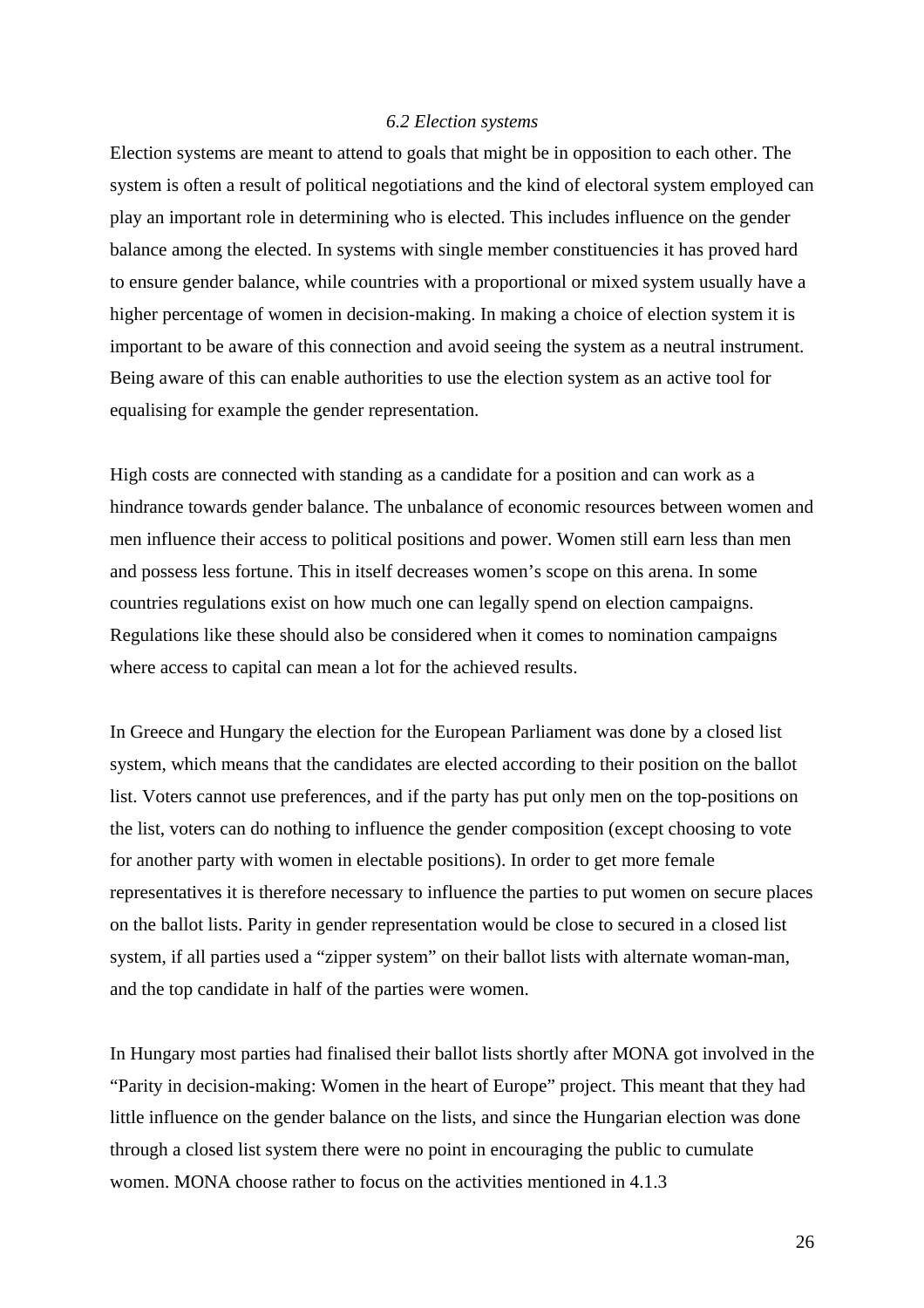### *6.2 Election systems*

Election systems are meant to attend to goals that might be in opposition to each other. The system is often a result of political negotiations and the kind of electoral system employed can play an important role in determining who is elected. This includes influence on the gender balance among the elected. In systems with single member constituencies it has proved hard to ensure gender balance, while countries with a proportional or mixed system usually have a higher percentage of women in decision-making. In making a choice of election system it is important to be aware of this connection and avoid seeing the system as a neutral instrument. Being aware of this can enable authorities to use the election system as an active tool for equalising for example the gender representation.

High costs are connected with standing as a candidate for a position and can work as a hindrance towards gender balance. The unbalance of economic resources between women and men influence their access to political positions and power. Women still earn less than men and possess less fortune. This in itself decreases women's scope on this arena. In some countries regulations exist on how much one can legally spend on election campaigns. Regulations like these should also be considered when it comes to nomination campaigns where access to capital can mean a lot for the achieved results.

In Greece and Hungary the election for the European Parliament was done by a closed list system, which means that the candidates are elected according to their position on the ballot list. Voters cannot use preferences, and if the party has put only men on the top-positions on the list, voters can do nothing to influence the gender composition (except choosing to vote for another party with women in electable positions). In order to get more female representatives it is therefore necessary to influence the parties to put women on secure places on the ballot lists. Parity in gender representation would be close to secured in a closed list system, if all parties used a "zipper system" on their ballot lists with alternate woman-man, and the top candidate in half of the parties were women.

In Hungary most parties had finalised their ballot lists shortly after MONA got involved in the "Parity in decision-making: Women in the heart of Europe" project. This meant that they had little influence on the gender balance on the lists, and since the Hungarian election was done through a closed list system there were no point in encouraging the public to cumulate women. MONA choose rather to focus on the activities mentioned in 4.1.3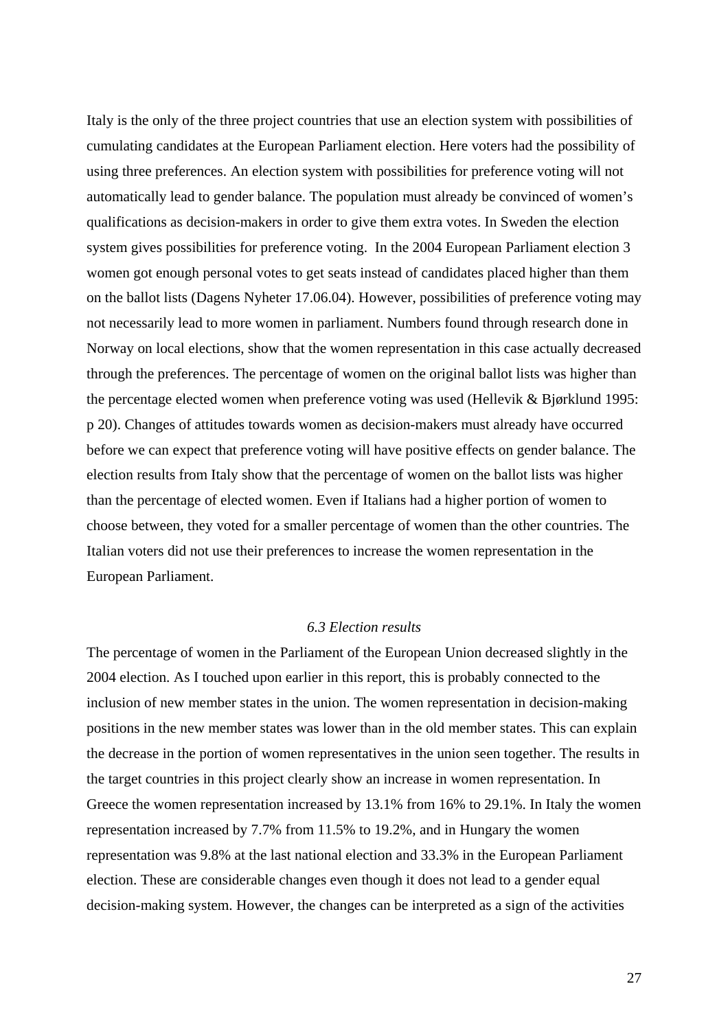Italy is the only of the three project countries that use an election system with possibilities of cumulating candidates at the European Parliament election. Here voters had the possibility of using three preferences. An election system with possibilities for preference voting will not automatically lead to gender balance. The population must already be convinced of women's qualifications as decision-makers in order to give them extra votes. In Sweden the election system gives possibilities for preference voting. In the 2004 European Parliament election 3 women got enough personal votes to get seats instead of candidates placed higher than them on the ballot lists (Dagens Nyheter 17.06.04). However, possibilities of preference voting may not necessarily lead to more women in parliament. Numbers found through research done in Norway on local elections, show that the women representation in this case actually decreased through the preferences. The percentage of women on the original ballot lists was higher than the percentage elected women when preference voting was used (Hellevik & Bjørklund 1995: p 20). Changes of attitudes towards women as decision-makers must already have occurred before we can expect that preference voting will have positive effects on gender balance. The election results from Italy show that the percentage of women on the ballot lists was higher than the percentage of elected women. Even if Italians had a higher portion of women to choose between, they voted for a smaller percentage of women than the other countries. The Italian voters did not use their preferences to increase the women representation in the European Parliament.

### *6.3 Election results*

The percentage of women in the Parliament of the European Union decreased slightly in the 2004 election. As I touched upon earlier in this report, this is probably connected to the inclusion of new member states in the union. The women representation in decision-making positions in the new member states was lower than in the old member states. This can explain the decrease in the portion of women representatives in the union seen together. The results in the target countries in this project clearly show an increase in women representation. In Greece the women representation increased by 13.1% from 16% to 29.1%. In Italy the women representation increased by 7.7% from 11.5% to 19.2%, and in Hungary the women representation was 9.8% at the last national election and 33.3% in the European Parliament election. These are considerable changes even though it does not lead to a gender equal decision-making system. However, the changes can be interpreted as a sign of the activities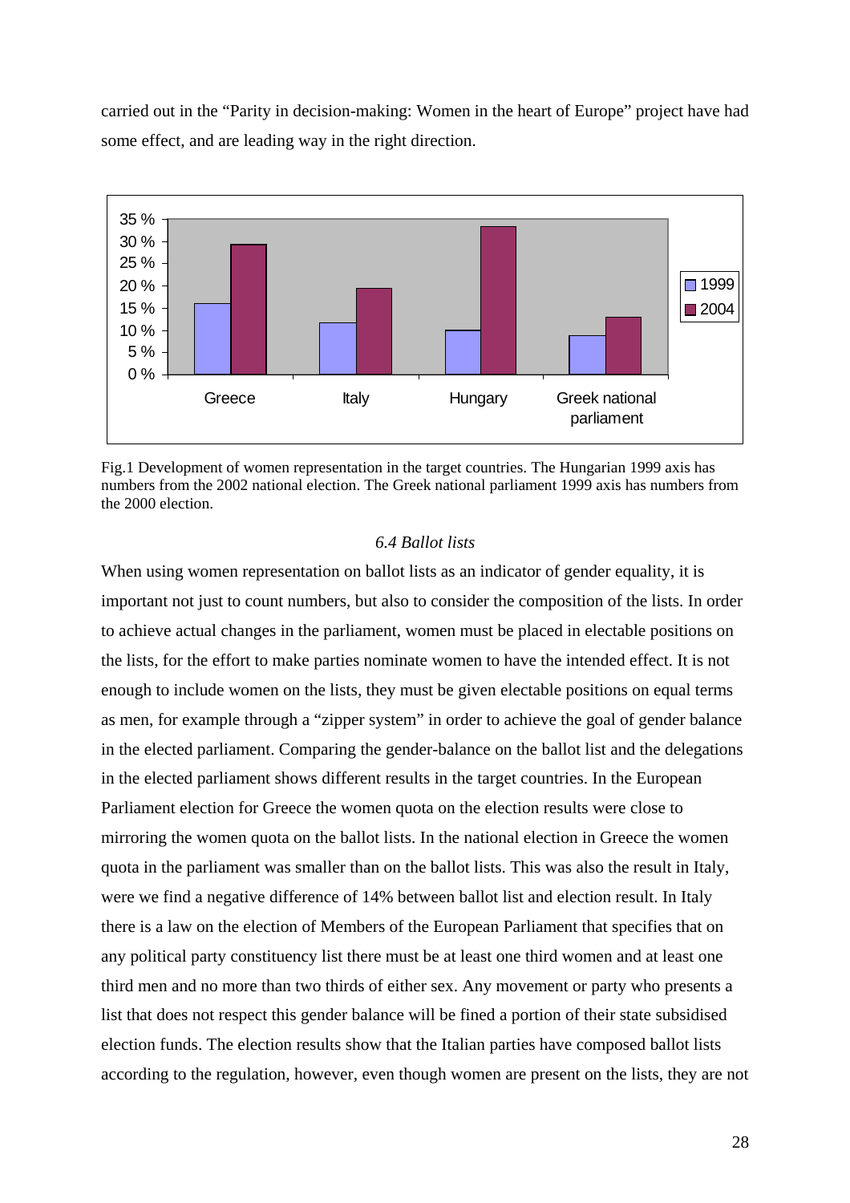carried out in the "Parity in decision-making: Women in the heart of Europe" project have had some effect, and are leading way in the right direction.

Fig.1 Development of women representation in the target countries. The Hungarian 1999 axis has numbers from the 2002 national election. The Greek national parliament 1999 axis has numbers from the 2000 election.

### *6.4 Ballot lists*

When using women representation on ballot lists as an indicator of gender equality, it is important not just to count numbers, but also to consider the composition of the lists. In order to achieve actual changes in the parliament, women must be placed in electable positions on the lists, for the effort to make parties nominate women to have the intended effect. It is not enough to include women on the lists, they must be given electable positions on equal terms as men, for example through a "zipper system" in order to achieve the goal of gender balance in the elected parliament. Comparing the gender-balance on the ballot list and the delegations in the elected parliament shows different results in the target countries. In the European Parliament election for Greece the women quota on the election results were close to mirroring the women quota on the ballot lists. In the national election in Greece the women quota in the parliament was smaller than on the ballot lists. This was also the result in Italy, were we find a negative difference of 14% between ballot list and election result. In Italy there is a law on the election of Members of the European Parliament that specifies that on any political party constituency list there must be at least one third women and at least one third men and no more than two thirds of either sex. Any movement or party who presents a list that does not respect this gender balance will be fined a portion of their state subsidised election funds. The election results show that the Italian parties have composed ballot lists according to the regulation, however, even though women are present on the lists, they are not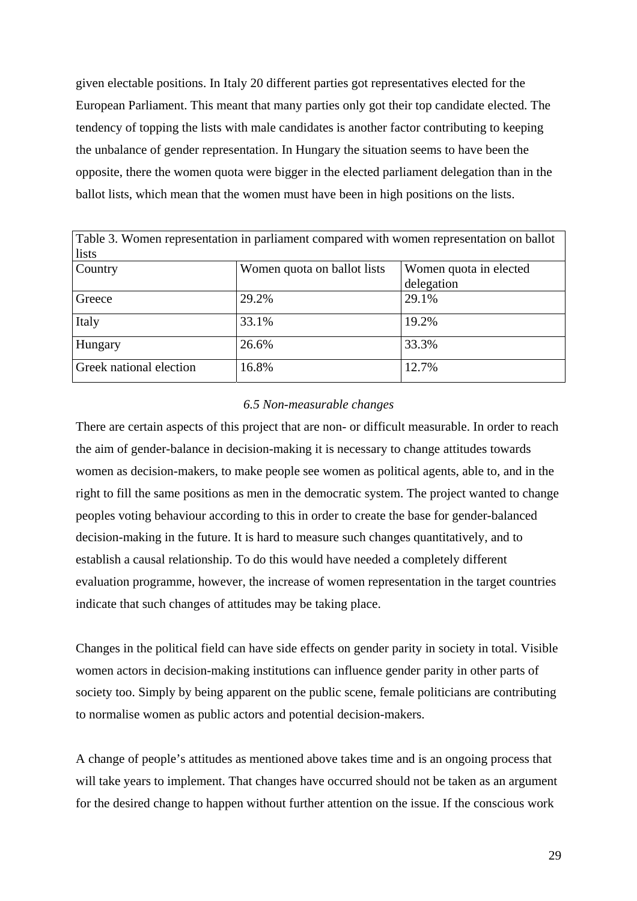given electable positions. In Italy 20 different parties got representatives elected for the European Parliament. This meant that many parties only got their top candidate elected. The tendency of topping the lists with male candidates is another factor contributing to keeping the unbalance of gender representation. In Hungary the situation seems to have been the opposite, there the women quota were bigger in the elected parliament delegation than in the ballot lists, which mean that the women must have been in high positions on the lists.

Table 3. Women representation in parliament compared with women representation on ballot lists

| Country | Women quota on ballot lists | Women quota in elected delegation |
|---|---|---|
| Greece | 29.2% | 29.1% |
| Italy | 33.1% | 19.2% |
| Hungary | 26.6% | 33.3% |
| Greek national election | 16.8% | 12.7% |

### *6.5 Non-measurable changes*

There are certain aspects of this project that are non- or difficult measurable. In order to reach the aim of gender-balance in decision-making it is necessary to change attitudes towards women as decision-makers, to make people see women as political agents, able to, and in the right to fill the same positions as men in the democratic system. The project wanted to change peoples voting behaviour according to this in order to create the base for gender-balanced decision-making in the future. It is hard to measure such changes quantitatively, and to establish a causal relationship. To do this would have needed a completely different evaluation programme, however, the increase of women representation in the target countries indicate that such changes of attitudes may be taking place.

Changes in the political field can have side effects on gender parity in society in total. Visible women actors in decision-making institutions can influence gender parity in other parts of society too. Simply by being apparent on the public scene, female politicians are contributing to normalise women as public actors and potential decision-makers.

A change of people's attitudes as mentioned above takes time and is an ongoing process that will take years to implement. That changes have occurred should not be taken as an argument for the desired change to happen without further attention on the issue. If the conscious work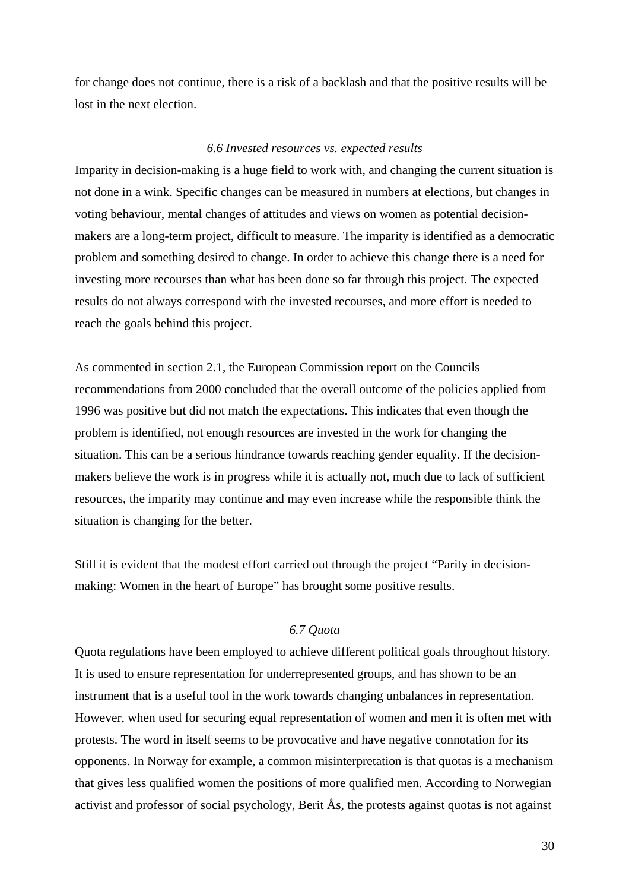for change does not continue, there is a risk of a backlash and that the positive results will be lost in the next election.

### *6.6 Invested resources vs. expected results*

Imparity in decision-making is a huge field to work with, and changing the current situation is not done in a wink. Specific changes can be measured in numbers at elections, but changes in voting behaviour, mental changes of attitudes and views on women as potential decision-makers are a long-term project, difficult to measure. The imparity is identified as a democratic problem and something desired to change. In order to achieve this change there is a need for investing more recourses than what has been done so far through this project. The expected results do not always correspond with the invested recourses, and more effort is needed to reach the goals behind this project.

As commented in section 2.1, the European Commission report on the Councils recommendations from 2000 concluded that the overall outcome of the policies applied from 1996 was positive but did not match the expectations. This indicates that even though the problem is identified, not enough resources are invested in the work for changing the situation. This can be a serious hindrance towards reaching gender equality. If the decision-makers believe the work is in progress while it is actually not, much due to lack of sufficient resources, the imparity may continue and may even increase while the responsible think the situation is changing for the better.

Still it is evident that the modest effort carried out through the project "Parity in decision-making: Women in the heart of Europe" has brought some positive results.

### *6.7 Quota*

Quota regulations have been employed to achieve different political goals throughout history. It is used to ensure representation for underrepresented groups, and has shown to be an instrument that is a useful tool in the work towards changing unbalances in representation. However, when used for securing equal representation of women and men it is often met with protests. The word in itself seems to be provocative and have negative connotation for its opponents. In Norway for example, a common misinterpretation is that quotas is a mechanism that gives less qualified women the positions of more qualified men. According to Norwegian activist and professor of social psychology, Berit Ås, the protests against quotas is not against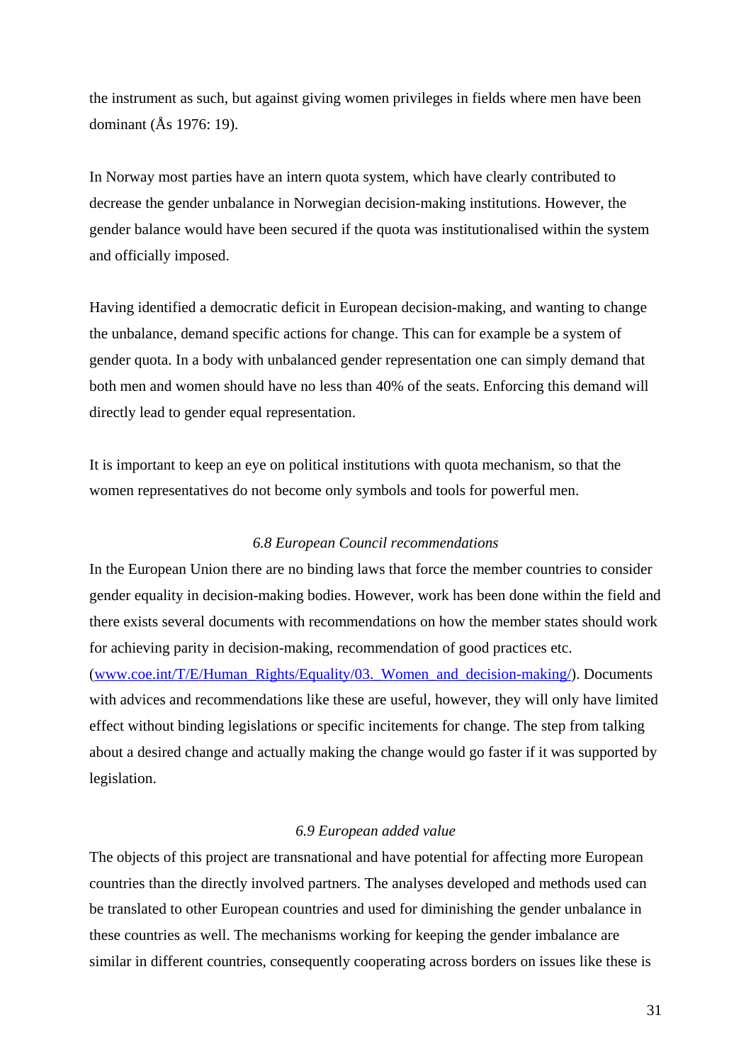the instrument as such, but against giving women privileges in fields where men have been dominant (Ås 1976: 19).

In Norway most parties have an intern quota system, which have clearly contributed to decrease the gender unbalance in Norwegian decision-making institutions. However, the gender balance would have been secured if the quota was institutionalised within the system and officially imposed.

Having identified a democratic deficit in European decision-making, and wanting to change the unbalance, demand specific actions for change. This can for example be a system of gender quota. In a body with unbalanced gender representation one can simply demand that both men and women should have no less than 40% of the seats. Enforcing this demand will directly lead to gender equal representation.

It is important to keep an eye on political institutions with quota mechanism, so that the women representatives do not become only symbols and tools for powerful men.

### *6.8 European Council recommendations*

In the European Union there are no binding laws that force the member countries to consider gender equality in decision-making bodies. However, work has been done within the field and there exists several documents with recommendations on how the member states should work for achieving parity in decision-making, recommendation of good practices etc. ([www.coe.int/T/E/Human_Rights/Equality/03._Women_and_decision-making/](www.coe.int/T/E/Human_Rights/Equality/03._Women_and_decision-making/)). Documents with advices and recommendations like these are useful, however, they will only have limited effect without binding legislations or specific incitements for change. The step from talking about a desired change and actually making the change would go faster if it was supported by legislation.

### *6.9 European added value*

The objects of this project are transnational and have potential for affecting more European countries than the directly involved partners. The analyses developed and methods used can be translated to other European countries and used for diminishing the gender unbalance in these countries as well. The mechanisms working for keeping the gender imbalance are similar in different countries, consequently cooperating across borders on issues like these is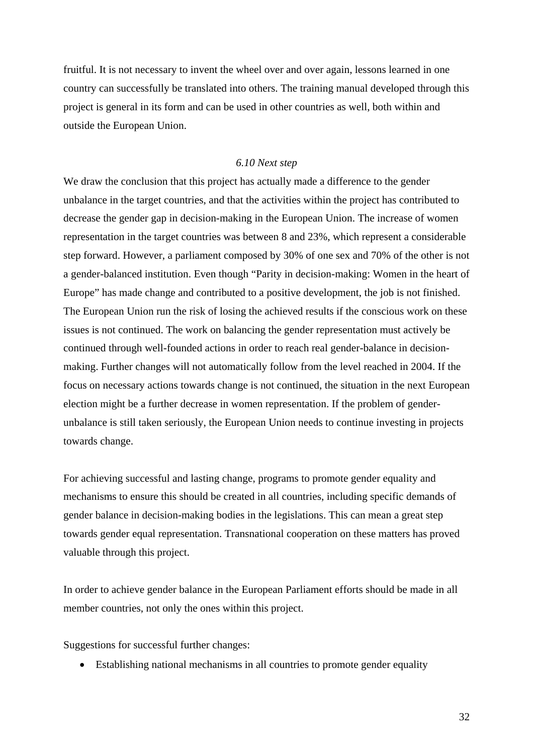fruitful. It is not necessary to invent the wheel over and over again, lessons learned in one country can successfully be translated into others. The training manual developed through this project is general in its form and can be used in other countries as well, both within and outside the European Union.

### *6.10 Next step*

We draw the conclusion that this project has actually made a difference to the gender unbalance in the target countries, and that the activities within the project has contributed to decrease the gender gap in decision-making in the European Union. The increase of women representation in the target countries was between 8 and 23%, which represent a considerable step forward. However, a parliament composed by 30% of one sex and 70% of the other is not a gender-balanced institution. Even though "Parity in decision-making: Women in the heart of Europe" has made change and contributed to a positive development, the job is not finished. The European Union run the risk of losing the achieved results if the conscious work on these issues is not continued. The work on balancing the gender representation must actively be continued through well-founded actions in order to reach real gender-balance in decision-making. Further changes will not automatically follow from the level reached in 2004. If the focus on necessary actions towards change is not continued, the situation in the next European election might be a further decrease in women representation. If the problem of gender-unbalance is still taken seriously, the European Union needs to continue investing in projects towards change.

For achieving successful and lasting change, programs to promote gender equality and mechanisms to ensure this should be created in all countries, including specific demands of gender balance in decision-making bodies in the legislations. This can mean a great step towards gender equal representation. Transnational cooperation on these matters has proved valuable through this project.

In order to achieve gender balance in the European Parliament efforts should be made in all member countries, not only the ones within this project.

Suggestions for successful further changes:

- Establishing national mechanisms in all countries to promote gender equality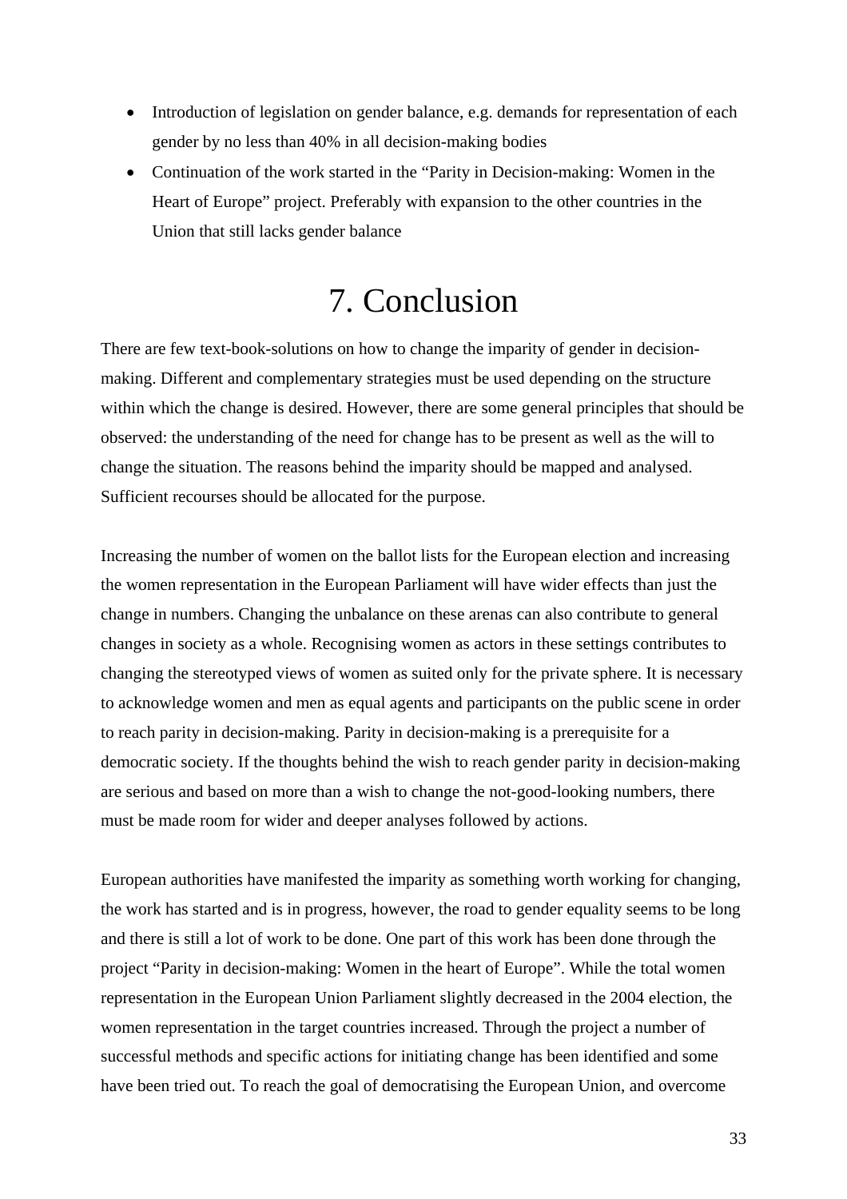- Introduction of legislation on gender balance, e.g. demands for representation of each gender by no less than 40% in all decision-making bodies
- Continuation of the work started in the "Parity in Decision-making: Women in the Heart of Europe" project. Preferably with expansion to the other countries in the Union that still lacks gender balance

# 7. Conclusion

There are few text-book-solutions on how to change the imparity of gender in decision-making. Different and complementary strategies must be used depending on the structure within which the change is desired. However, there are some general principles that should be observed: the understanding of the need for change has to be present as well as the will to change the situation. The reasons behind the imparity should be mapped and analysed. Sufficient recourses should be allocated for the purpose.

Increasing the number of women on the ballot lists for the European election and increasing the women representation in the European Parliament will have wider effects than just the change in numbers. Changing the unbalance on these arenas can also contribute to general changes in society as a whole. Recognising women as actors in these settings contributes to changing the stereotyped views of women as suited only for the private sphere. It is necessary to acknowledge women and men as equal agents and participants on the public scene in order to reach parity in decision-making. Parity in decision-making is a prerequisite for a democratic society. If the thoughts behind the wish to reach gender parity in decision-making are serious and based on more than a wish to change the not-good-looking numbers, there must be made room for wider and deeper analyses followed by actions.

European authorities have manifested the imparity as something worth working for changing, the work has started and is in progress, however, the road to gender equality seems to be long and there is still a lot of work to be done. One part of this work has been done through the project "Parity in decision-making: Women in the heart of Europe". While the total women representation in the European Union Parliament slightly decreased in the 2004 election, the women representation in the target countries increased. Through the project a number of successful methods and specific actions for initiating change has been identified and some have been tried out. To reach the goal of democratising the European Union, and overcome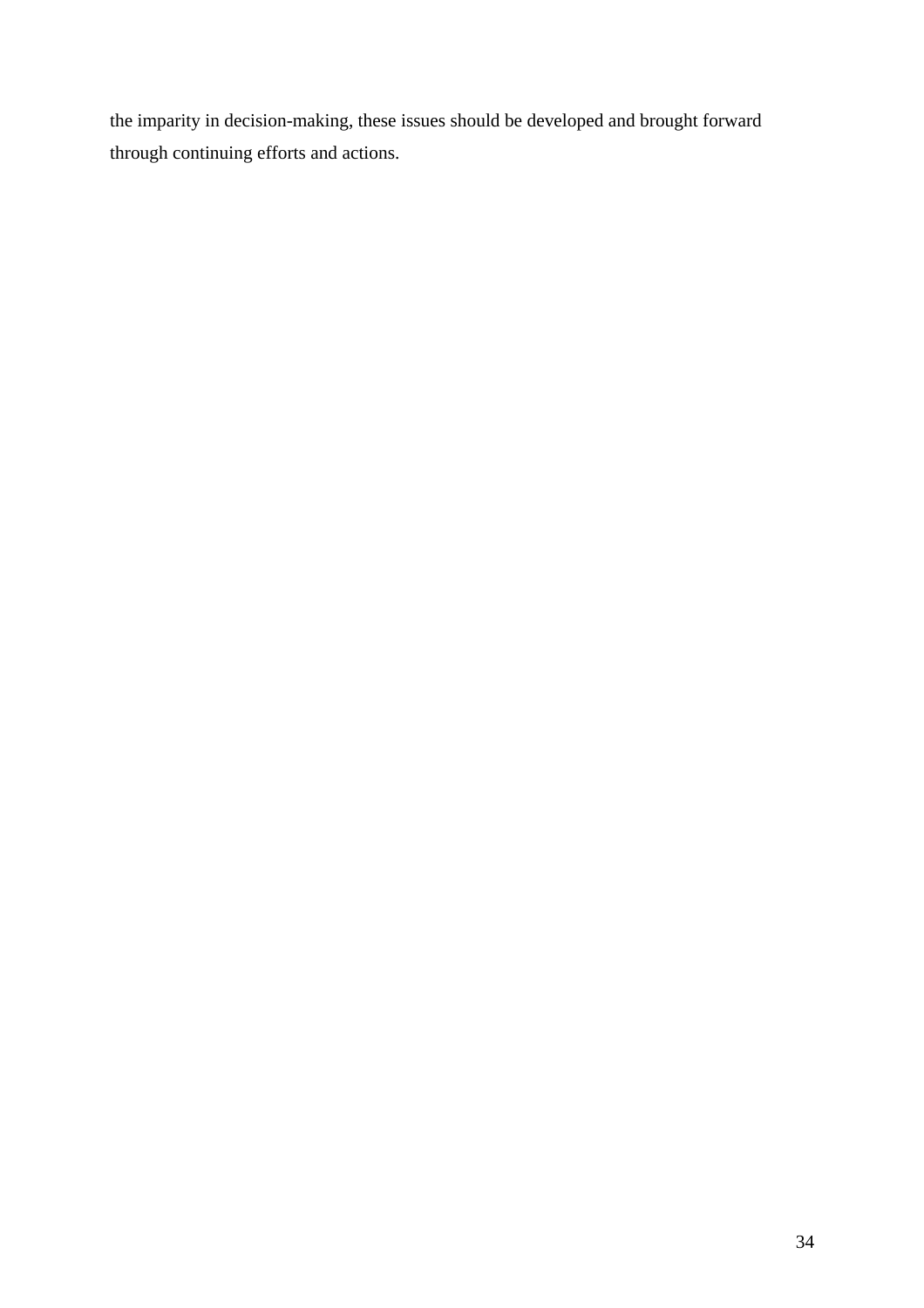the imparity in decision-making, these issues should be developed and brought forward through continuing efforts and actions.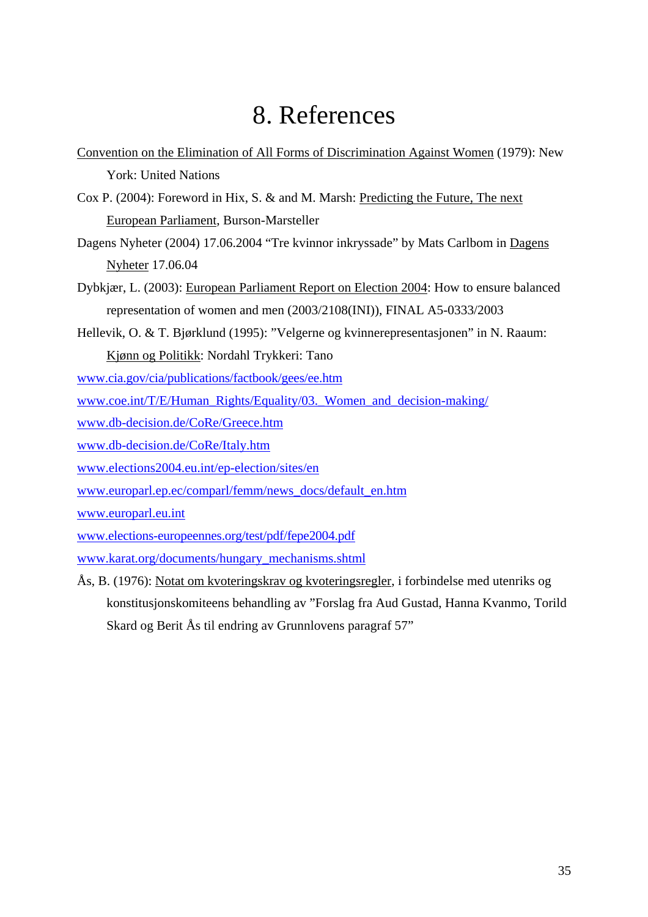# 8. References

Convention on the Elimination of All Forms of Discrimination Against Women (1979): New York: United Nations

Cox P. (2004): Foreword in Hix, S. & and M. Marsh: Predicting the Future, The next European Parliament, Burson-Marsteller

Dagens Nyheter (2004) 17.06.2004 "Tre kvinnor inkryssade" by Mats Carlbom in Dagens Nyheter 17.06.04

Dybkjær, L. (2003): European Parliament Report on Election 2004: How to ensure balanced representation of women and men (2003/2108(INI)), FINAL A5-0333/2003

Hellevik, O. & T. Bjørklund (1995): "Velgerne og kvinnerepresentasjonen" in N. Raaum: Kjønn og Politikk: Nordahl Trykkeri: Tano

www.cia.gov/cia/publications/factbook/gees/ee.htm

www.coe.int/T/E/Human_Rights/Equality/03._Women_and_decision-making/

www.db-decision.de/CoRe/Greece.htm

www.db-decision.de/CoRe/Italy.htm

www.elections2004.eu.int/ep-election/sites/en

www.europarl.ep.ec/comparl/femm/news_docs/default_en.htm

www.europarl.eu.int

www.elections-europeennes.org/test/pdf/fepe2004.pdf

www.karat.org/documents/hungary_mechanisms.shtml

Ås, B. (1976): Notat om kvoteringskrav og kvoteringsregler, i forbindelse med utenriks og konstitusjonskomiteens behandling av "Forslag fra Aud Gustad, Hanna Kvanmo, Torild Skard og Berit Ås til endring av Grunnlovens paragraf 57"